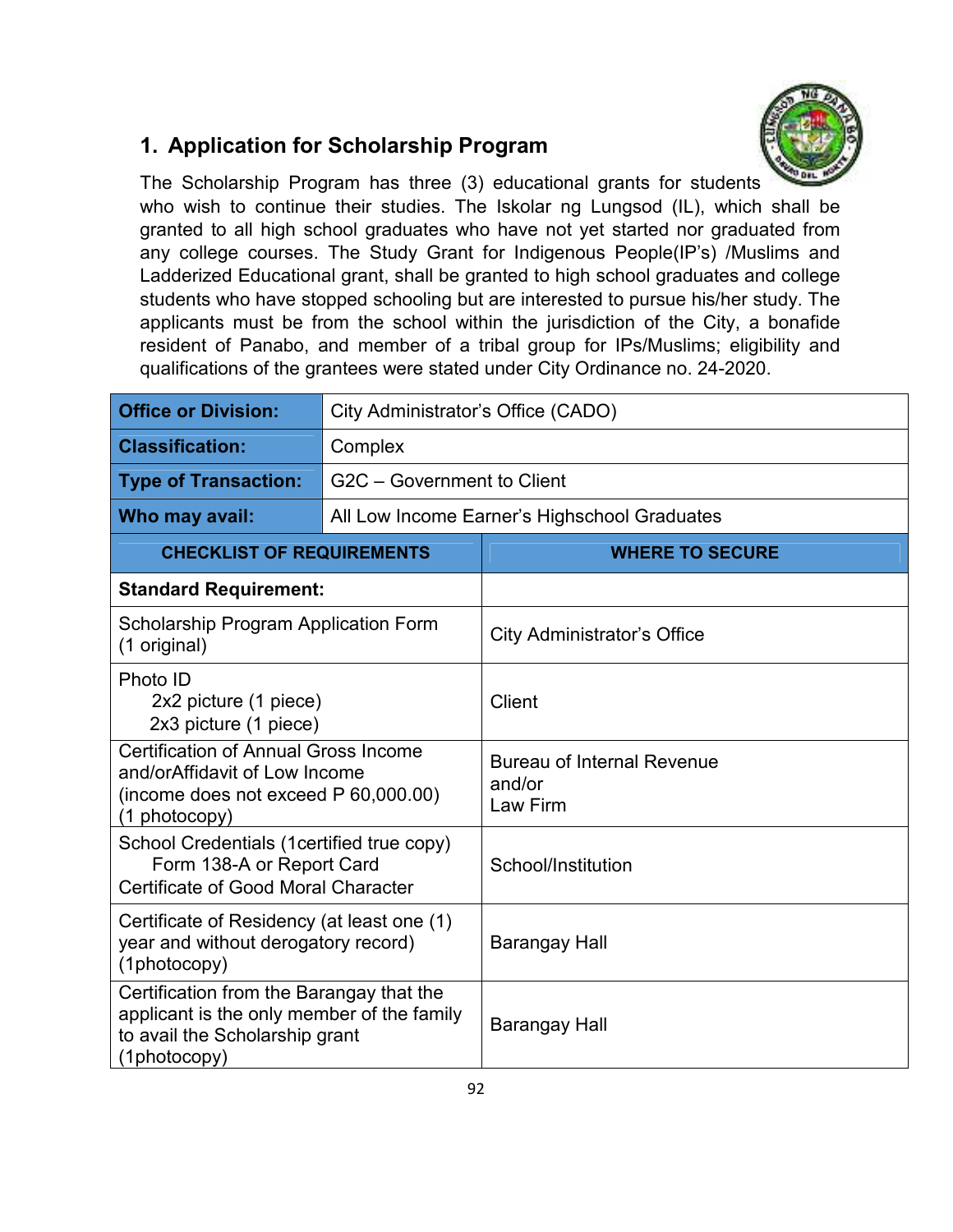## 1. Application for Scholarship Program

The Scholarship Program has three (3) educational grants for students who wish to continue their studies. The Iskolar ng Lungsod (IL), which shall be granted to all high school graduates who have not yet started nor graduated from any college courses. The Study Grant for Indigenous People(IP's) /Muslims and Ladderized Educational grant, shall be granted to high school graduates and college students who have stopped schooling but are interested to pursue his/her study. The applicants must be from the school within the jurisdiction of the City, a bonafide resident of Panabo, and member of a tribal group for IPs/Muslims; eligibility and qualifications of the grantees were stated under City Ordinance no. 24-2020.

| **Office or Division:** | City Administrator's Office (CADO) |
|---|---|
| **Classification:** | Complex |
| **Type of Transaction:** | G2C – Government to Client |
| **Who may avail:** | All Low Income Earner's Highschool Graduates |

| **CHECKLIST OF REQUIREMENTS** | **WHERE TO SECURE** |
|---|---|
| **Standard Requirement:** | |
| Scholarship Program Application Form (1 original) | City Administrator's Office |
| Photo ID<br>2x2 picture (1 piece)<br>2x3 picture (1 piece) | Client |
| Certification of Annual Gross Income and/orAffidavit of Low Income (income does not exceed P 60,000.00) (1 photocopy) | Bureau of Internal Revenue and/or Law Firm |
| School Credentials (1certified true copy)<br>Form 138-A or Report Card<br>Certificate of Good Moral Character | School/Institution |
| Certificate of Residency (at least one (1) year and without derogatory record) (1photocopy) | Barangay Hall |
| Certification from the Barangay that the applicant is the only member of the family to avail the Scholarship grant (1photocopy) | Barangay Hall |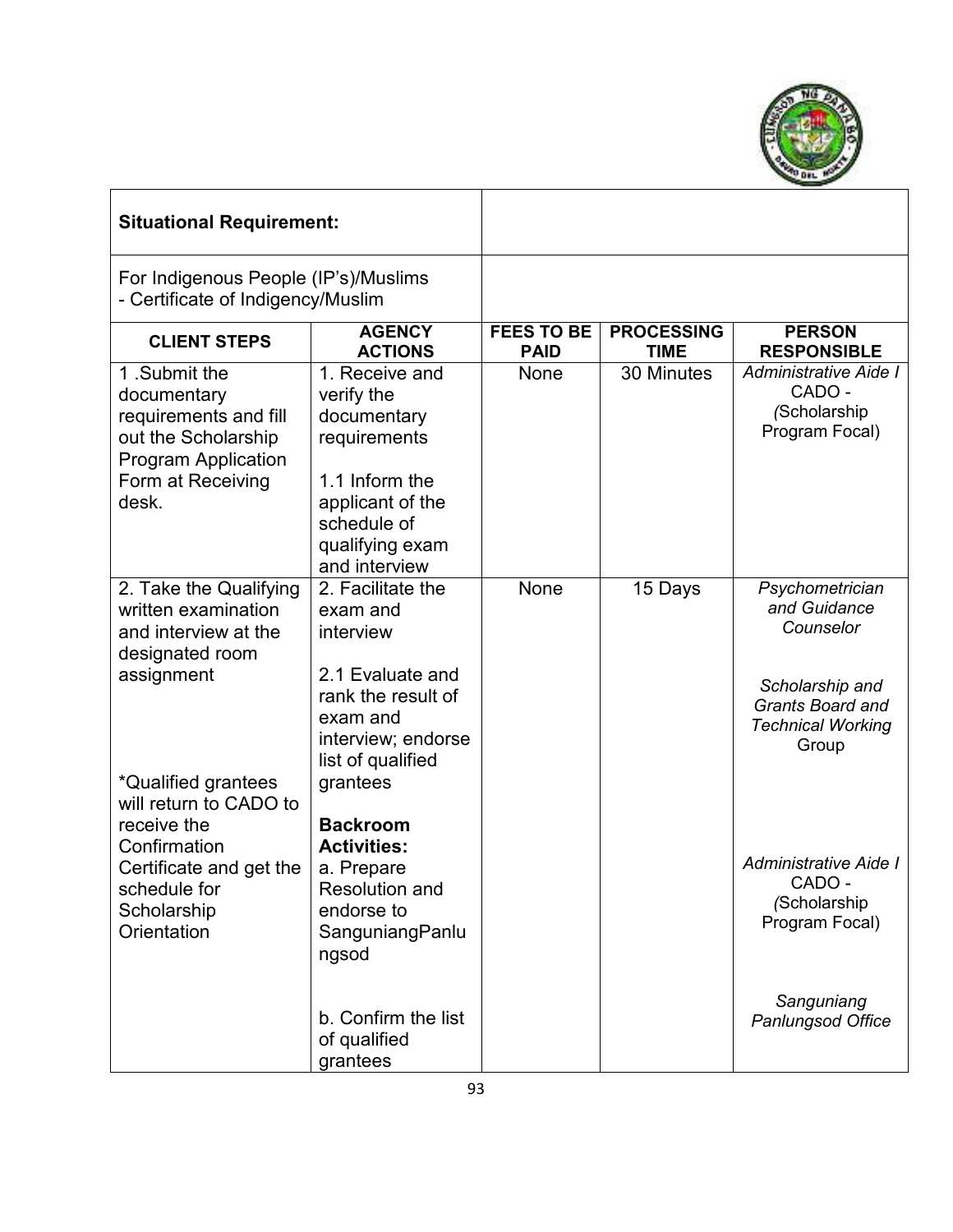| **Situational Requirement:** | | | | |
|---|---|---|---|---|
| For Indigenous People (IP's)/Muslims<br>- Certificate of Indigency/Muslim | | | | |
| **CLIENT STEPS** | **AGENCY ACTIONS** | **FEES TO BE PAID** | **PROCESSING TIME** | **PERSON RESPONSIBLE** |
| 1 .Submit the documentary requirements and fill out the Scholarship Program Application Form at Receiving desk. | 1. Receive and verify the documentary requirements<br><br>1.1 Inform the applicant of the schedule of qualifying exam and interview | None | 30 Minutes | *Administrative Aide I* CADO - *(*Scholarship Program Focal) |
| 2. Take the Qualifying written examination and interview at the designated room assignment<br><br>*Qualified grantees will return to CADO to receive the Confirmation Certificate and get the schedule for Scholarship Orientation | 2. Facilitate the exam and interview<br><br>2.1 Evaluate and rank the result of exam and interview; endorse list of qualified grantees<br><br>**Backroom Activities:**<br>a. Prepare Resolution and endorse to SanguniangPanlungsod<br><br>b. Confirm the list of qualified grantees | None | 15 Days | *Psychometrician and Guidance Counselor*<br><br>*Scholarship and Grants Board and Technical Working* Group<br><br>*Administrative Aide I* CADO - *(*Scholarship Program Focal)<br><br>*Sanguniang Panlungsod Office* |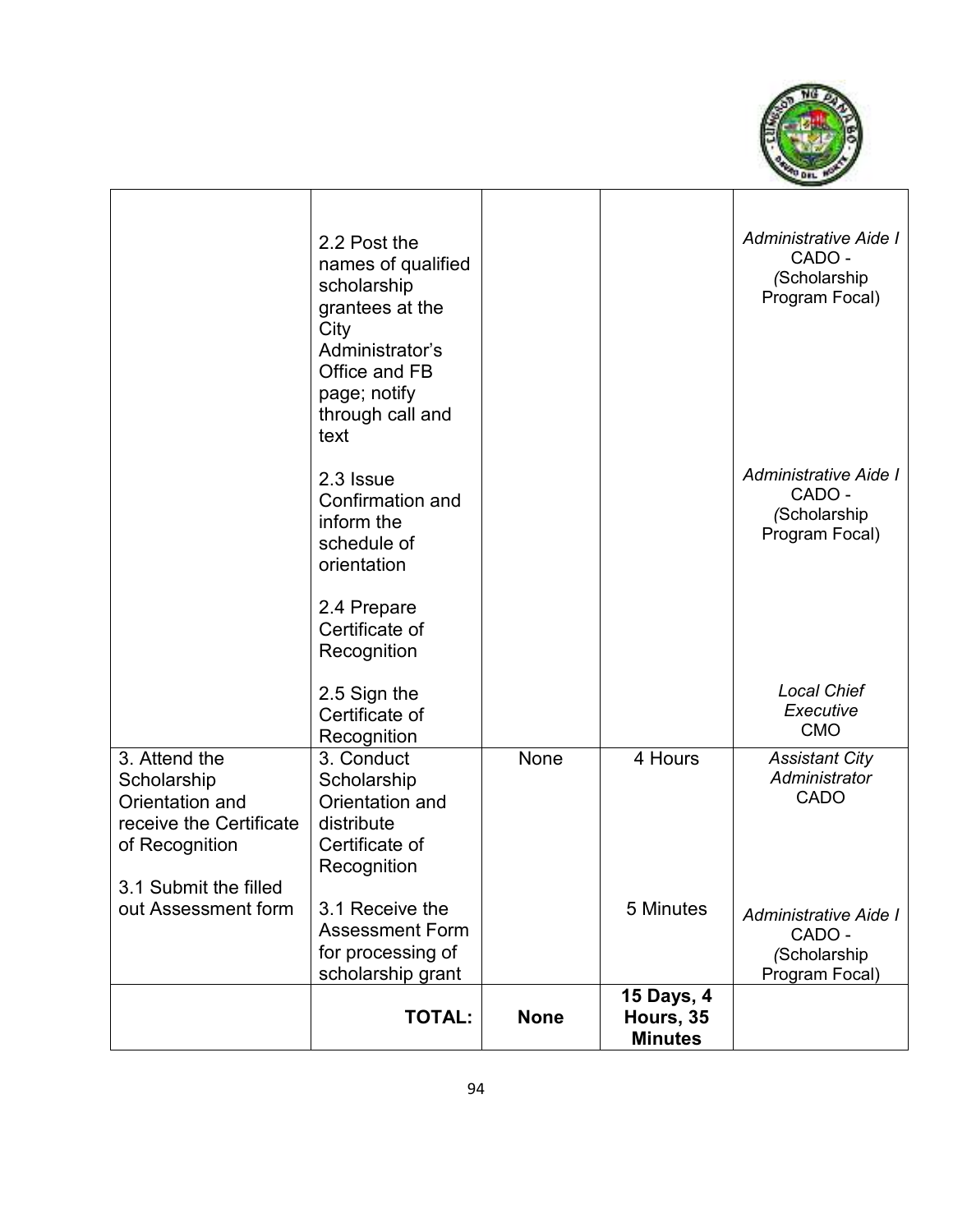| | | | | |
|---|---|---|---|---|
| | 2.2 Post the names of qualified scholarship grantees at the City Administrator's Office and FB page; notify through call and text | | | *Administrative Aide I* CADO - *(*Scholarship Program Focal) |
| | 2.3 Issue Confirmation and inform the schedule of orientation | | | *Administrative Aide I* CADO - *(*Scholarship Program Focal) |
| | 2.4 Prepare Certificate of Recognition | | | |
| | 2.5 Sign the Certificate of Recognition | | | *Local Chief Executive* CMO |
| 3. Attend the Scholarship Orientation and receive the Certificate of Recognition | 3. Conduct Scholarship Orientation and distribute Certificate of Recognition | None | 4 Hours | *Assistant City Administrator* CADO |
| 3.1 Submit the filled out Assessment form | 3.1 Receive the Assessment Form for processing of scholarship grant | | 5 Minutes | *Administrative Aide I* CADO - *(*Scholarship Program Focal) |
| | **TOTAL:** | **None** | **15 Days, 4 Hours, 35 Minutes** | |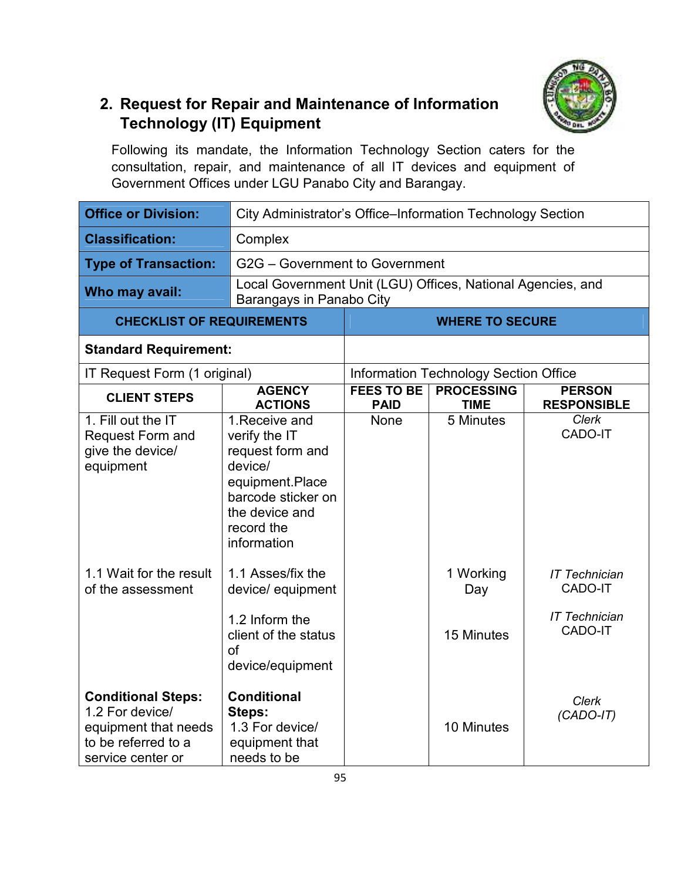## 2. Request for Repair and Maintenance of Information Technology (IT) Equipment

Following its mandate, the Information Technology Section caters for the consultation, repair, and maintenance of all IT devices and equipment of Government Offices under LGU Panabo City and Barangay.

| **Office or Division:** | City Administrator's Office–Information Technology Section | | | |
|---|---|---|---|---|
| **Classification:** | Complex | | | |
| **Type of Transaction:** | G2G – Government to Government | | | |
| **Who may avail:** | Local Government Unit (LGU) Offices, National Agencies, and Barangays in Panabo City | | | |
| **CHECKLIST OF REQUIREMENTS** | | **WHERE TO SECURE** | | |
| **Standard Requirement:** | | | | |
| IT Request Form (1 original) | | Information Technology Section Office | | |
| **CLIENT STEPS** | **AGENCY ACTIONS** | **FEES TO BE PAID** | **PROCESSING TIME** | **PERSON RESPONSIBLE** |
| 1. Fill out the IT Request Form and give the device/ equipment | 1.Receive and verify the IT request form and device/ equipment.Place barcode sticker on the device and record the information | None | 5 Minutes | *Clerk* CADO-IT |
| 1.1 Wait for the result of the assessment | 1.1 Asses/fix the device/ equipment | | 1 Working Day | *IT Technician* CADO-IT |
| | 1.2 Inform the client of the status of device/equipment | | 15 Minutes | *IT Technician* CADO-IT |
| **Conditional Steps:** 1.2 For device/ equipment that needs to be referred to a service center or | **Conditional Steps:** 1.3 For device/ equipment that needs to be | | 10 Minutes | *Clerk (CADO-IT)* |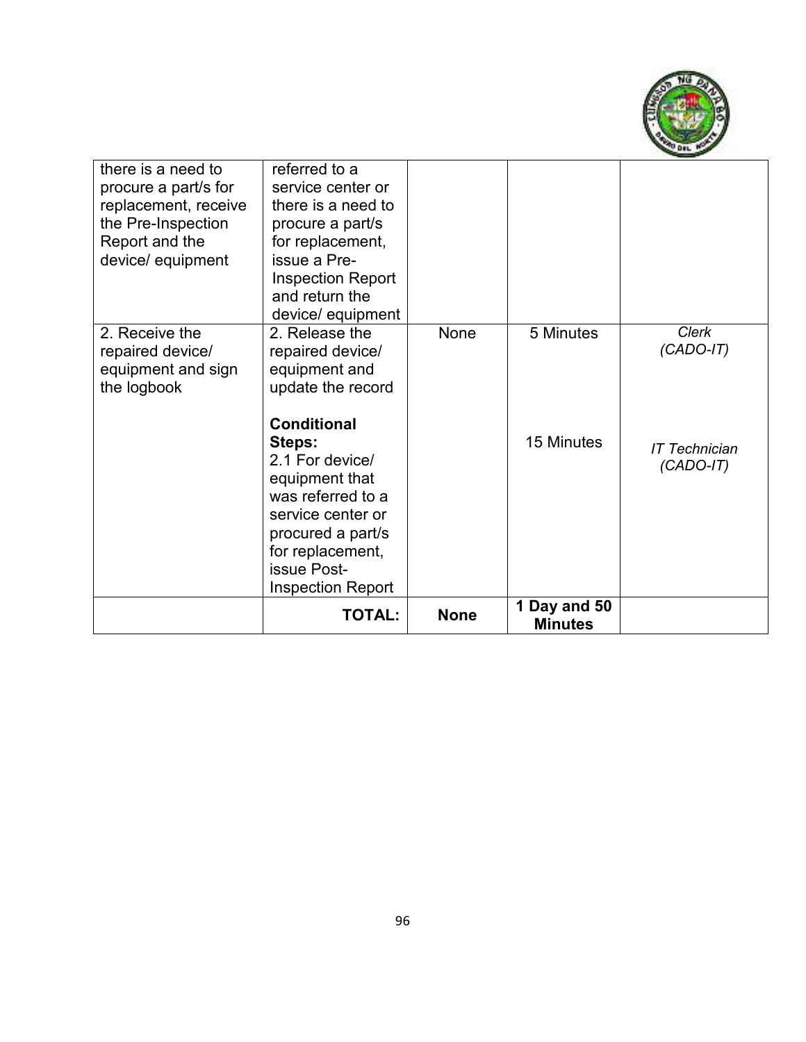| | | | | |
|---|---|---|---|---|
| there is a need to procure a part/s for replacement, receive the Pre-Inspection Report and the device/ equipment | referred to a service center or there is a need to procure a part/s for replacement, issue a Pre-Inspection Report and return the device/ equipment | | | |
| 2. Receive the repaired device/ equipment and sign the logbook | 2. Release the repaired device/ equipment and update the record<br><br>**Conditional Steps:**<br>2.1 For device/ equipment that was referred to a service center or procured a part/s for replacement, issue Post-Inspection Report | None | 5 Minutes<br><br>15 Minutes | *Clerk (CADO-IT)*<br><br>*IT Technician (CADO-IT)* |
| | **TOTAL:** | **None** | **1 Day and 50 Minutes** | |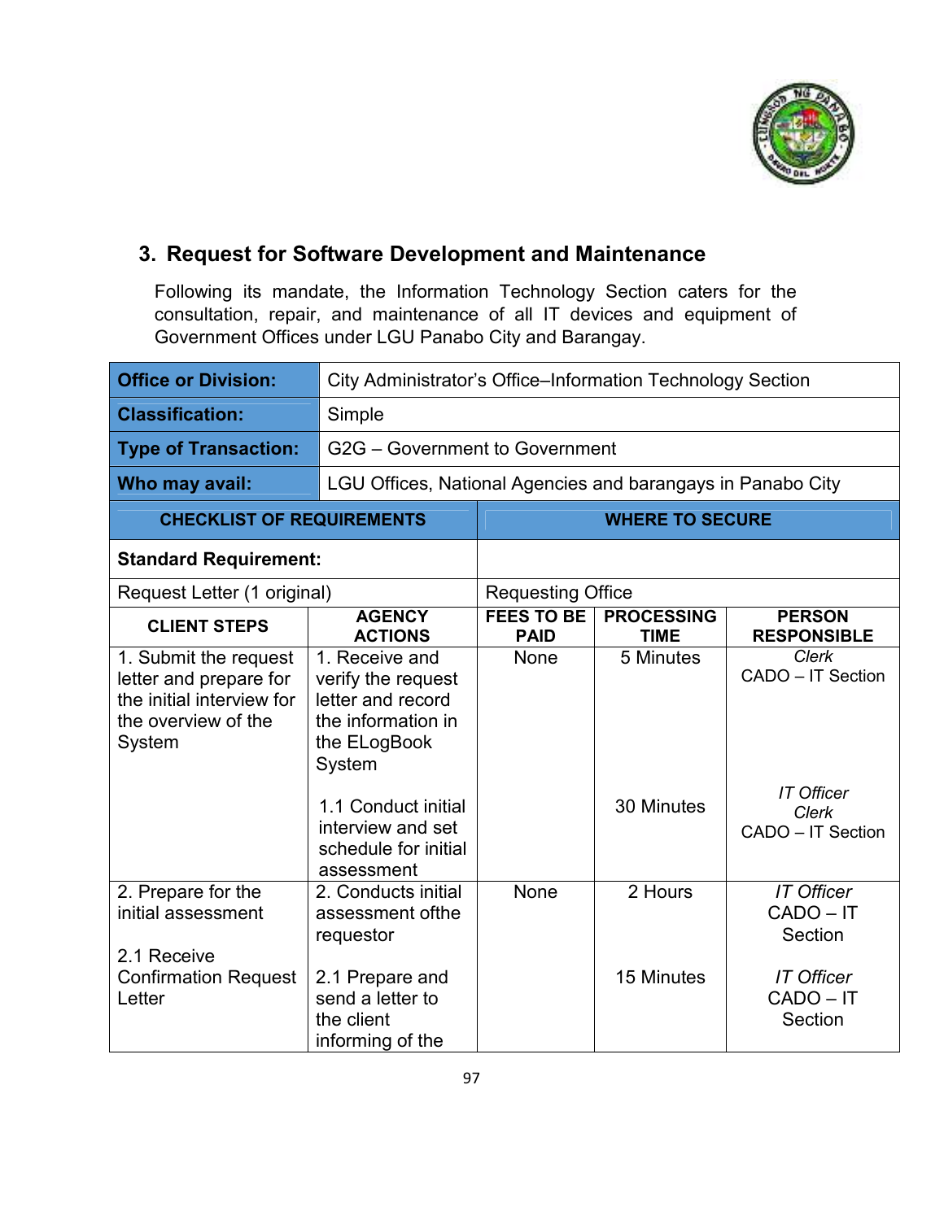## 3. Request for Software Development and Maintenance

Following its mandate, the Information Technology Section caters for the consultation, repair, and maintenance of all IT devices and equipment of Government Offices under LGU Panabo City and Barangay.

| **Office or Division:** | City Administrator's Office–Information Technology Section |
|---|---|
| **Classification:** | Simple |
| **Type of Transaction:** | G2G – Government to Government |
| **Who may avail:** | LGU Offices, National Agencies and barangays in Panabo City |

| **CHECKLIST OF REQUIREMENTS** | **WHERE TO SECURE** |
|---|---|
| **Standard Requirement:** | |
| Request Letter (1 original) | Requesting Office |

| **CLIENT STEPS** | **AGENCY ACTIONS** | **FEES TO BE PAID** | **PROCESSING TIME** | **PERSON RESPONSIBLE** |
|---|---|---|---|---|
| 1. Submit the request letter and prepare for the initial interview for the overview of the System | 1. Receive and verify the request letter and record the information in the ELogBook System | None | 5 Minutes | *Clerk* CADO – IT Section |
| | 1.1 Conduct initial interview and set schedule for initial assessment | | 30 Minutes | *IT Officer* *Clerk* CADO – IT Section |
| 2. Prepare for the initial assessment | 2. Conducts initial assessment ofthe requestor | None | 2 Hours | *IT Officer* CADO – IT Section |
| 2.1 Receive Confirmation Request Letter | 2.1 Prepare and send a letter to the client informing of the | | 15 Minutes | *IT Officer* CADO – IT Section |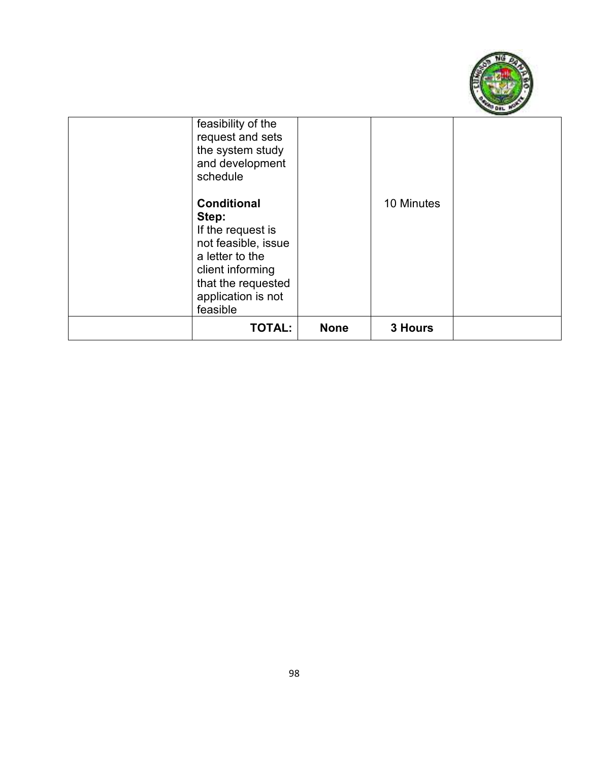| | | | | |
|---|---|---|---|---|
| | feasibility of the request and sets the system study and development schedule<br><br>**Conditional Step:**<br>If the request is not feasible, issue a letter to the client informing that the requested application is not feasible | | 10 Minutes | |
| | **TOTAL:** | **None** | **3 Hours** | |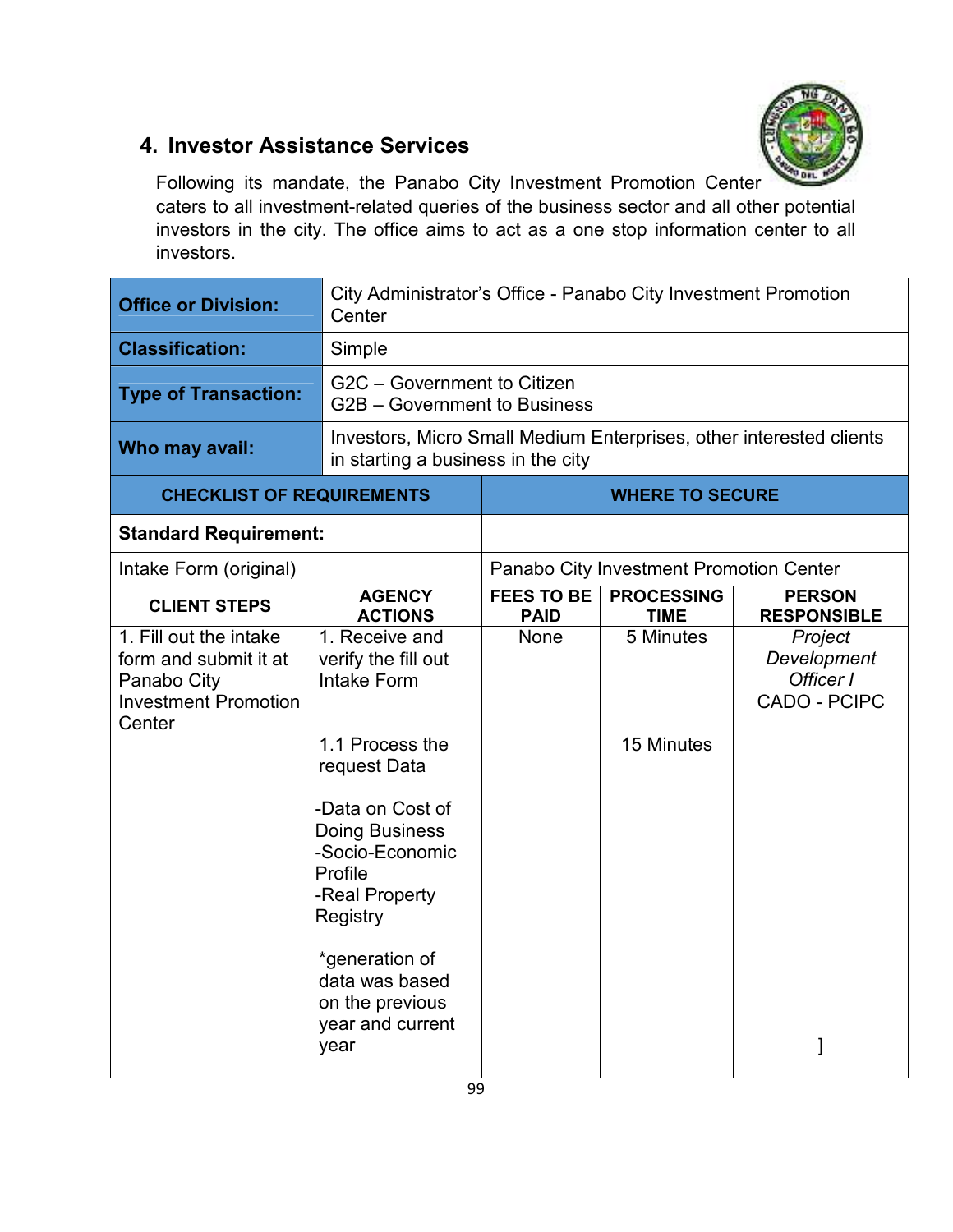## 4. Investor Assistance Services

Following its mandate, the Panabo City Investment Promotion Center caters to all investment-related queries of the business sector and all other potential investors in the city. The office aims to act as a one stop information center to all investors.

| **Office or Division:** | City Administrator's Office - Panabo City Investment Promotion Center |
|---|---|
| **Classification:** | Simple |
| **Type of Transaction:** | G2C – Government to Citizen<br>G2B – Government to Business |
| **Who may avail:** | Investors, Micro Small Medium Enterprises, other interested clients in starting a business in the city |

| CHECKLIST OF REQUIREMENTS | WHERE TO SECURE |
|---|---|
| **Standard Requirement:** | |
| Intake Form (original) | Panabo City Investment Promotion Center |

| CLIENT STEPS | AGENCY ACTIONS | FEES TO BE PAID | PROCESSING TIME | PERSON RESPONSIBLE |
|---|---|---|---|---|
| 1. Fill out the intake form and submit it at Panabo City Investment Promotion Center | 1. Receive and verify the fill out Intake Form | None | 5 Minutes | *Project Development Officer I*<br>CADO - PCIPC |
| | 1.1 Process the request Data<br><br>-Data on Cost of Doing Business<br>-Socio-Economic Profile<br>-Real Property Registry<br><br>*generation of data was based on the previous year and current year | | 15 Minutes | ] |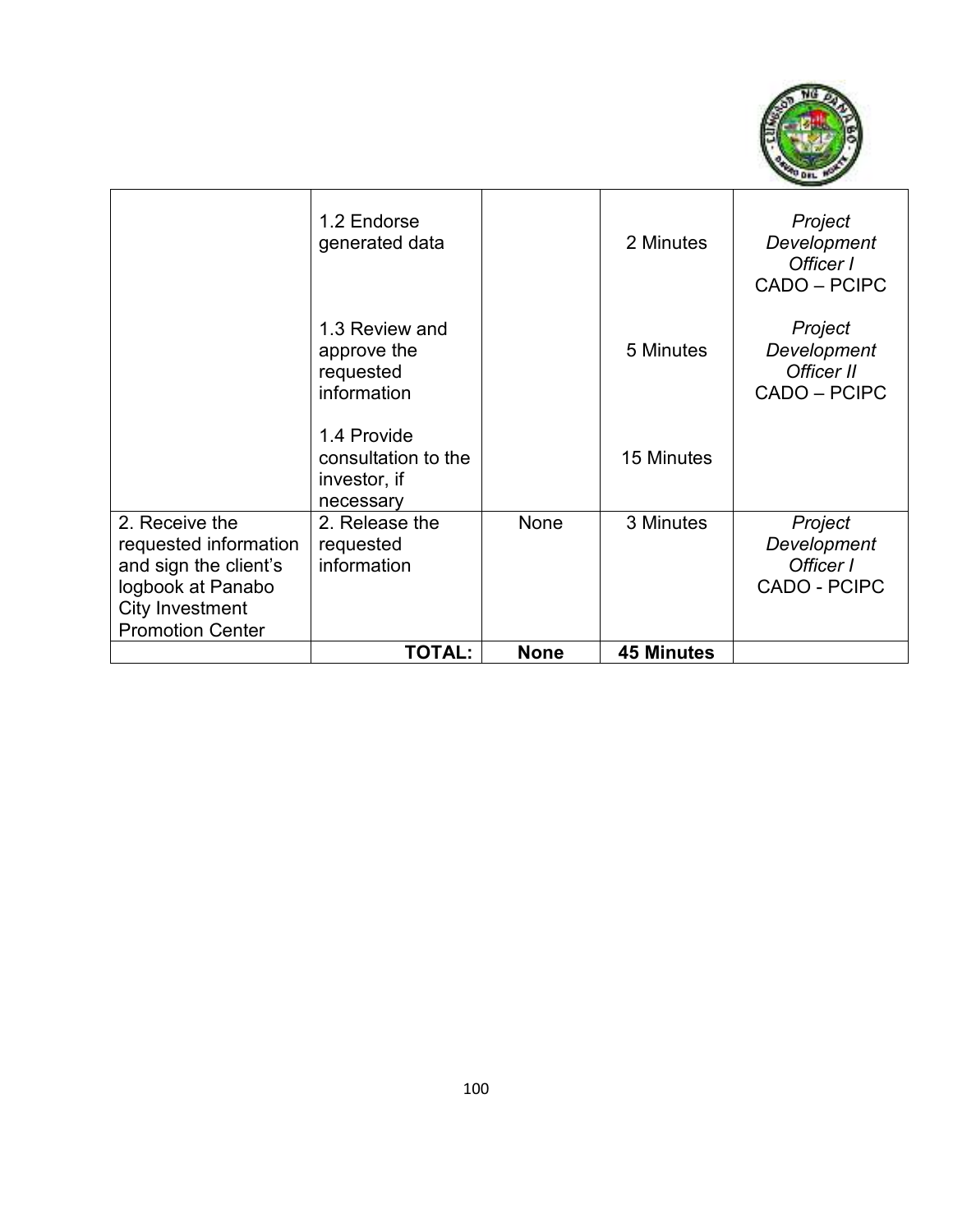| | | | | |
|---|---|---|---|---|
| | 1.2 Endorse generated data | | 2 Minutes | *Project Development Officer I* CADO – PCIPC |
| | 1.3 Review and approve the requested information | | 5 Minutes | *Project Development Officer II* CADO – PCIPC |
| | 1.4 Provide consultation to the investor, if necessary | | 15 Minutes | |
| 2. Receive the requested information and sign the client's logbook at Panabo City Investment Promotion Center | 2. Release the requested information | None | 3 Minutes | *Project Development Officer I* CADO - PCIPC |
| | **TOTAL:** | **None** | **45 Minutes** | |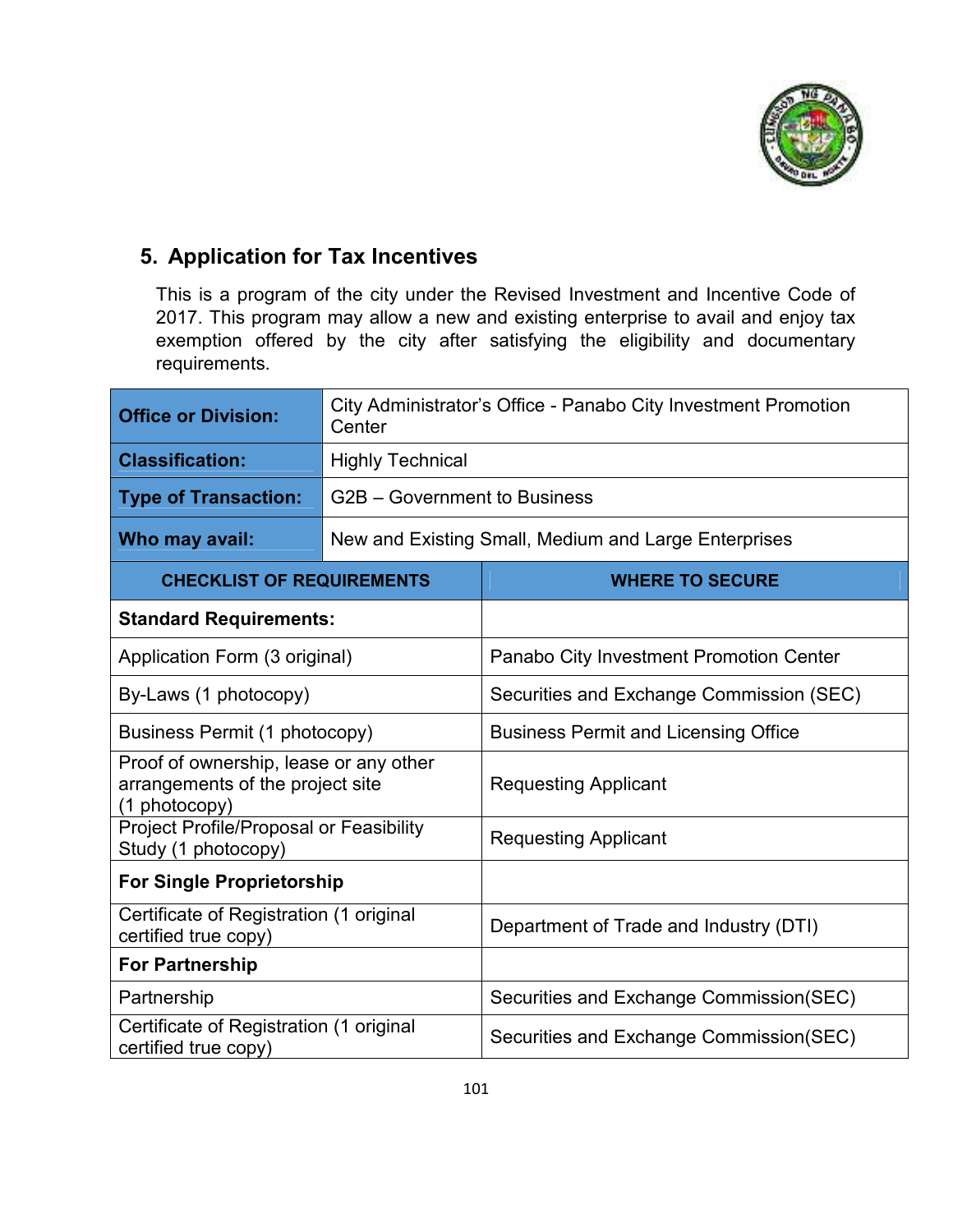## 5. Application for Tax Incentives

This is a program of the city under the Revised Investment and Incentive Code of 2017. This program may allow a new and existing enterprise to avail and enjoy tax exemption offered by the city after satisfying the eligibility and documentary requirements.

| | |
|---|---|
| **Office or Division:** | City Administrator's Office - Panabo City Investment Promotion Center |
| **Classification:** | Highly Technical |
| **Type of Transaction:** | G2B – Government to Business |
| **Who may avail:** | New and Existing Small, Medium and Large Enterprises |

| CHECKLIST OF REQUIREMENTS | WHERE TO SECURE |
|---|---|
| **Standard Requirements:** | |
| Application Form (3 original) | Panabo City Investment Promotion Center |
| By-Laws (1 photocopy) | Securities and Exchange Commission (SEC) |
| Business Permit (1 photocopy) | Business Permit and Licensing Office |
| Proof of ownership, lease or any other arrangements of the project site (1 photocopy) | Requesting Applicant |
| Project Profile/Proposal or Feasibility Study (1 photocopy) | Requesting Applicant |
| **For Single Proprietorship** | |
| Certificate of Registration (1 original certified true copy) | Department of Trade and Industry (DTI) |
| **For Partnership** | |
| Partnership | Securities and Exchange Commission(SEC) |
| Certificate of Registration (1 original certified true copy) | Securities and Exchange Commission(SEC) |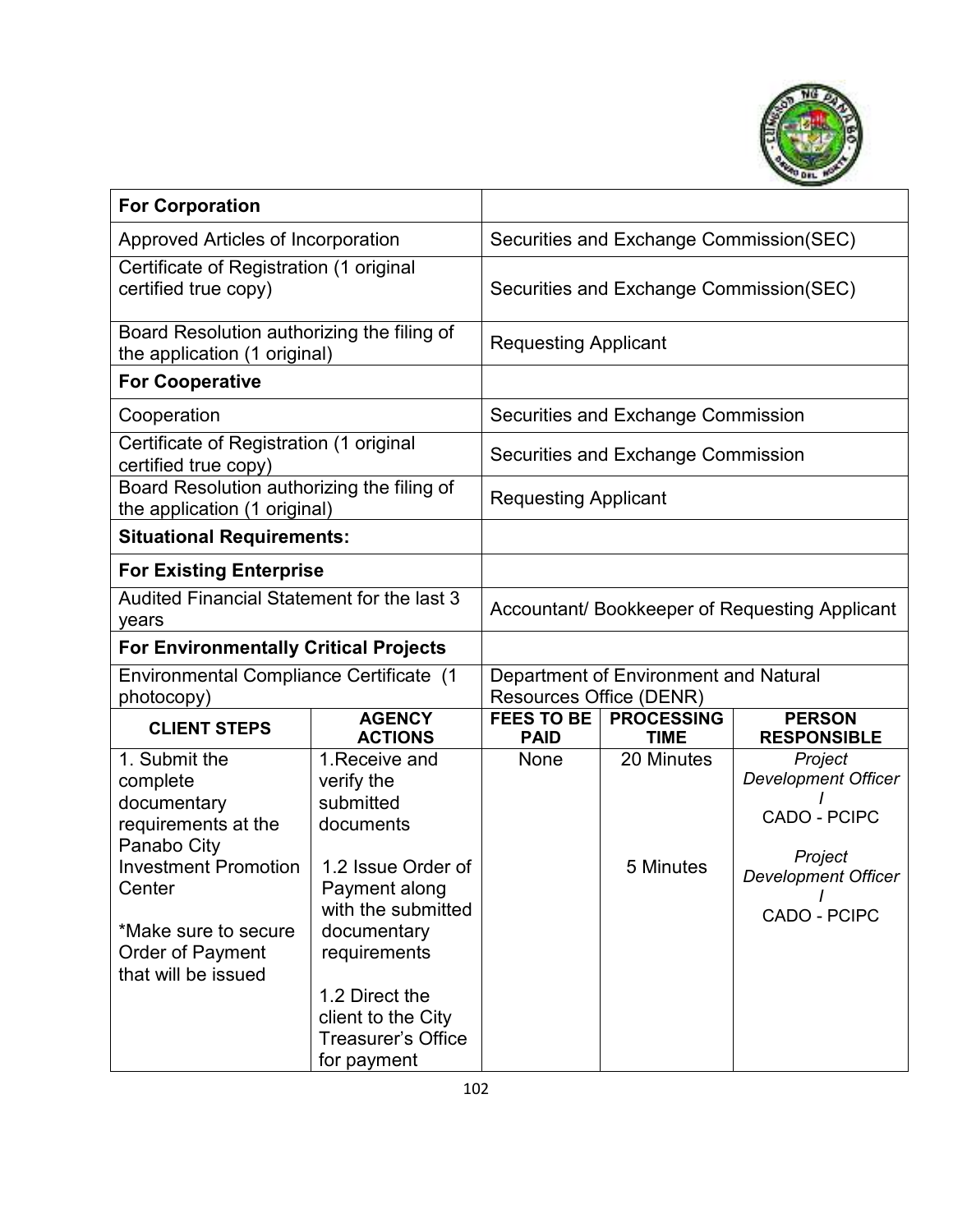| For Corporation | |
|---|---|
| Approved Articles of Incorporation | Securities and Exchange Commission(SEC) |
| Certificate of Registration (1 original certified true copy) | Securities and Exchange Commission(SEC) |
| Board Resolution authorizing the filing of the application (1 original) | Requesting Applicant |
| **For Cooperative** | |
| Cooperation | Securities and Exchange Commission |
| Certificate of Registration (1 original certified true copy) | Securities and Exchange Commission |
| Board Resolution authorizing the filing of the application (1 original) | Requesting Applicant |
| **Situational Requirements:** | |
| **For Existing Enterprise** | |
| Audited Financial Statement for the last 3 years | Accountant/ Bookkeeper of Requesting Applicant |
| **For Environmentally Critical Projects** | |
| Environmental Compliance Certificate (1 photocopy) | Department of Environment and Natural Resources Office (DENR) |

| CLIENT STEPS | AGENCY ACTIONS | FEES TO BE PAID | PROCESSING TIME | PERSON RESPONSIBLE |
|---|---|---|---|---|
| 1. Submit the complete documentary requirements at the Panabo City Investment Promotion Center<br><br>*Make sure to secure Order of Payment that will be issued | 1.Receive and verify the submitted documents | None | 20 Minutes | *Project Development Officer I*<br>CADO - PCIPC |
| | 1.2 Issue Order of Payment along with the submitted documentary requirements | | 5 Minutes | *Project Development Officer I*<br>CADO - PCIPC |
| | 1.2 Direct the client to the City Treasurer's Office for payment | | | |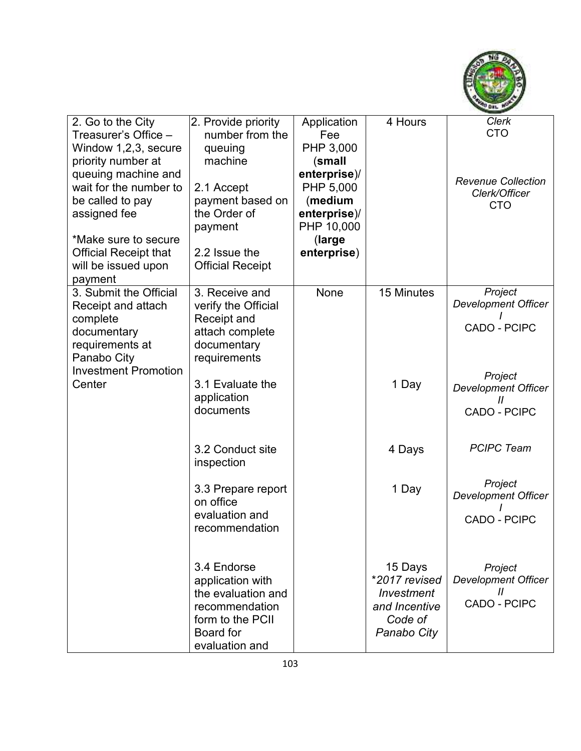| | | | | |
|---|---|---|---|---|
| 2. Go to the City Treasurer's Office – Window 1,2,3, secure priority number at queuing machine and wait for the number to be called to pay assigned fee<br><br>*Make sure to secure Official Receipt that will be issued upon payment | 2. Provide priority number from the queuing machine<br><br>2.1 Accept payment based on the Order of payment<br><br>2.2 Issue the Official Receipt | Application Fee PHP 3,000 (**small enterprise**)/ PHP 5,000 (**medium enterprise**)/ PHP 10,000 (**large enterprise**) | 4 Hours | *Clerk* CTO<br><br>*Revenue Collection Clerk/Officer* CTO |
| 3. Submit the Official Receipt and attach complete documentary requirements at Panabo City Investment Promotion Center | 3. Receive and verify the Official Receipt and attach complete documentary requirements | None | 15 Minutes | *Project Development Officer I* CADO - PCIPC |
| | 3.1 Evaluate the application documents | | 1 Day | *Project Development Officer II* CADO - PCIPC |
| | 3.2 Conduct site inspection | | 4 Days | *PCIPC Team* |
| | 3.3 Prepare report on office evaluation and recommendation | | 1 Day | *Project Development Officer I* CADO - PCIPC |
| | 3.4 Endorse application with the evaluation and recommendation form to the PCII Board for evaluation and | | 15 Days *\*2017 revised Investment and Incentive Code of Panabo City* | *Project Development Officer II* CADO - PCIPC |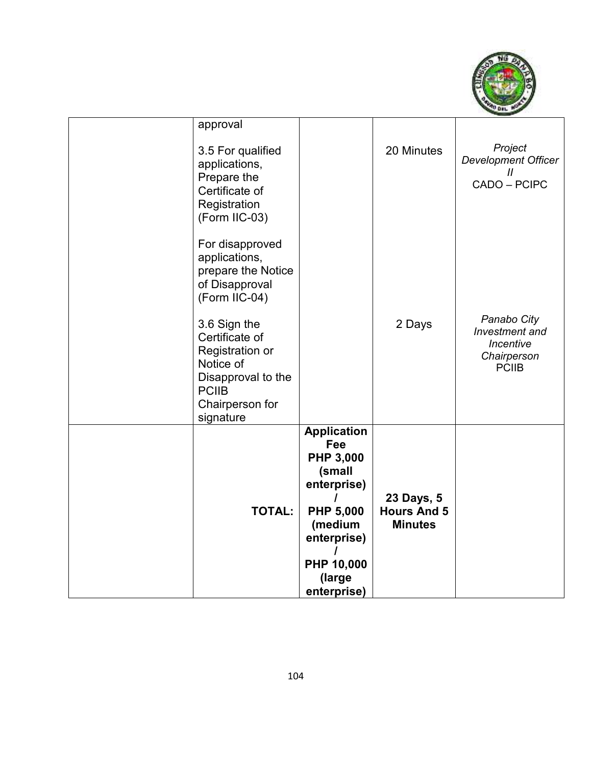| | | | | |
|---|---|---|---|---|
| | approval<br><br>3.5 For qualified applications, Prepare the Certificate of Registration (Form IIC-03)<br><br>For disapproved applications, prepare the Notice of Disapproval (Form IIC-04)<br><br>3.6 Sign the Certificate of Registration or Notice of Disapproval to the PCIIB Chairperson for signature | | 20 Minutes<br><br>2 Days | *Project Development Officer II*<br>CADO – PCIPC<br><br>*Panabo City Investment and Incentive Chairperson*<br>PCIIB |
| | **TOTAL:** | **Application Fee PHP 3,000 (small enterprise) / PHP 5,000 (medium enterprise) / PHP 10,000 (large enterprise)** | **23 Days, 5 Hours And 5 Minutes** | |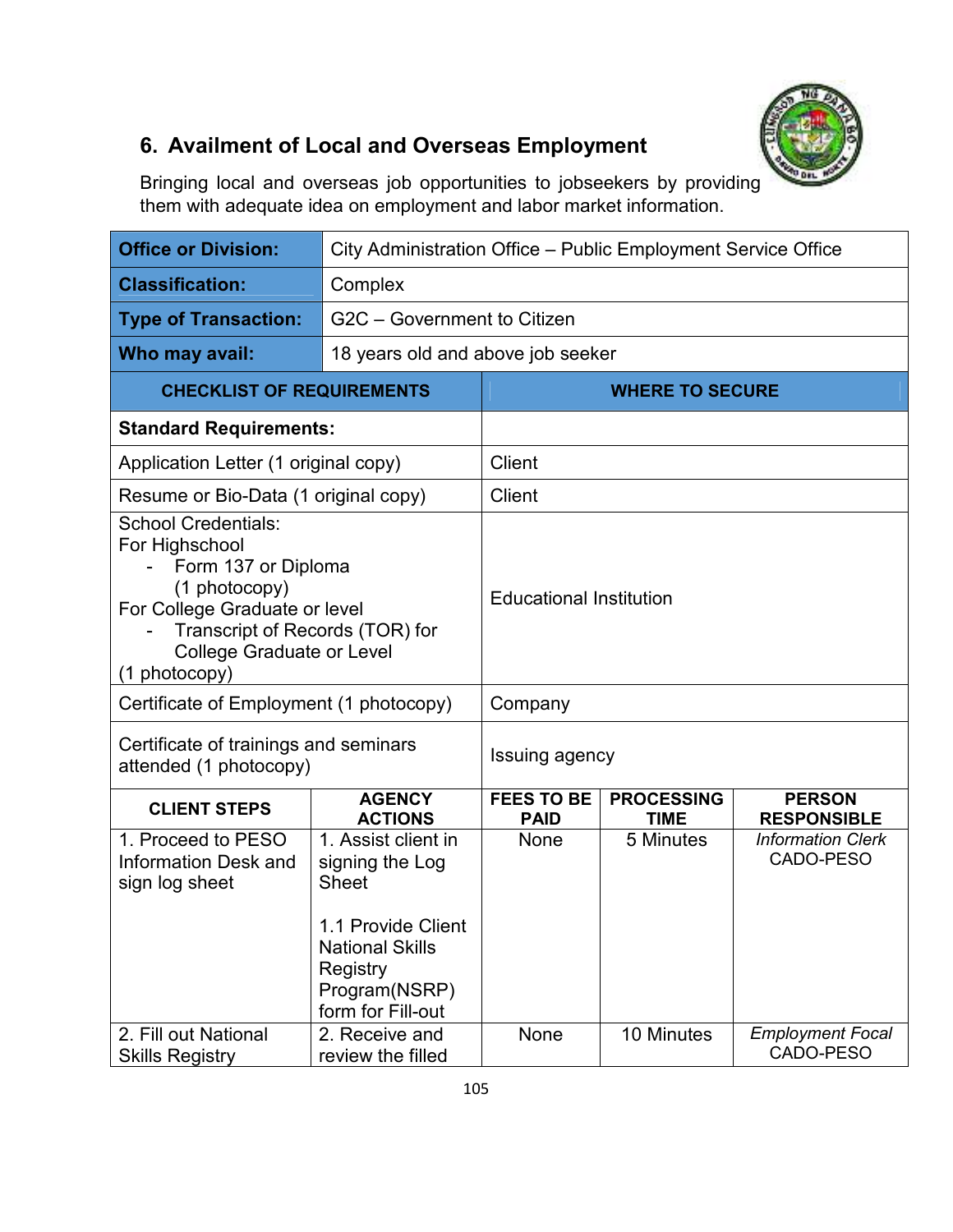## 6. Availment of Local and Overseas Employment

Bringing local and overseas job opportunities to jobseekers by providing them with adequate idea on employment and labor market information.

| **Office or Division:** | City Administration Office – Public Employment Service Office |
|---|---|
| **Classification:** | Complex |
| **Type of Transaction:** | G2C – Government to Citizen |
| **Who may avail:** | 18 years old and above job seeker |

| CHECKLIST OF REQUIREMENTS | WHERE TO SECURE |
|---|---|
| **Standard Requirements:** | |
| Application Letter (1 original copy) | Client |
| Resume or Bio-Data (1 original copy) | Client |
| School Credentials:<br>For Highschool<br>- Form 137 or Diploma (1 photocopy)<br>For College Graduate or level<br>- Transcript of Records (TOR) for College Graduate or Level<br>(1 photocopy) | Educational Institution |
| Certificate of Employment (1 photocopy) | Company |
| Certificate of trainings and seminars attended (1 photocopy) | Issuing agency |

| CLIENT STEPS | AGENCY ACTIONS | FEES TO BE PAID | PROCESSING TIME | PERSON RESPONSIBLE |
|---|---|---|---|---|
| 1. Proceed to PESO Information Desk and sign log sheet | 1. Assist client in signing the Log Sheet<br><br>1.1 Provide Client National Skills Registry Program(NSRP) form for Fill-out | None | 5 Minutes | *Information Clerk*<br>CADO-PESO |
| 2. Fill out National Skills Registry | 2. Receive and review the filled | None | 10 Minutes | *Employment Focal*<br>CADO-PESO |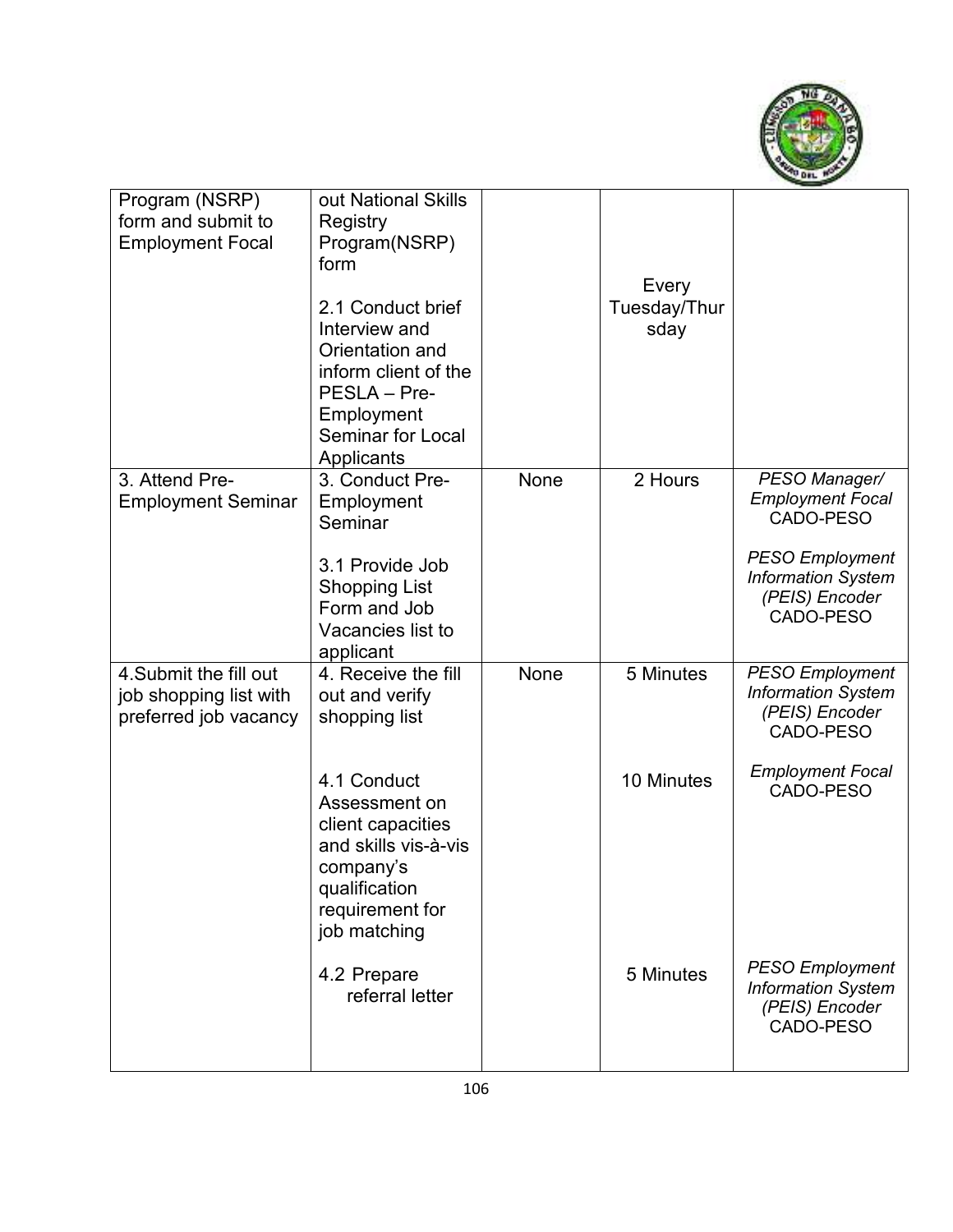| Program (NSRP) form and submit to Employment Focal | out National Skills Registry Program(NSRP) form<br><br>2.1 Conduct brief Interview and Orientation and inform client of the PESLA – Pre-Employment Seminar for Local Applicants | | Every Tuesday/Thursday | |
|---|---|---|---|---|
| 3. Attend Pre-Employment Seminar | 3. Conduct Pre-Employment Seminar<br><br>3.1 Provide Job Shopping List Form and Job Vacancies list to applicant | None | 2 Hours | *PESO Manager/ Employment Focal* CADO-PESO<br><br>*PESO Employment Information System (PEIS) Encoder* CADO-PESO |
| 4.Submit the fill out job shopping list with preferred job vacancy | 4. Receive the fill out and verify shopping list<br><br>4.1 Conduct Assessment on client capacities and skills vis-à-vis company's qualification requirement for job matching<br><br>4.2 Prepare referral letter | None | 5 Minutes<br><br>10 Minutes<br><br>5 Minutes | *PESO Employment Information System (PEIS) Encoder* CADO-PESO<br><br>*Employment Focal* CADO-PESO<br><br>*PESO Employment Information System (PEIS) Encoder* CADO-PESO |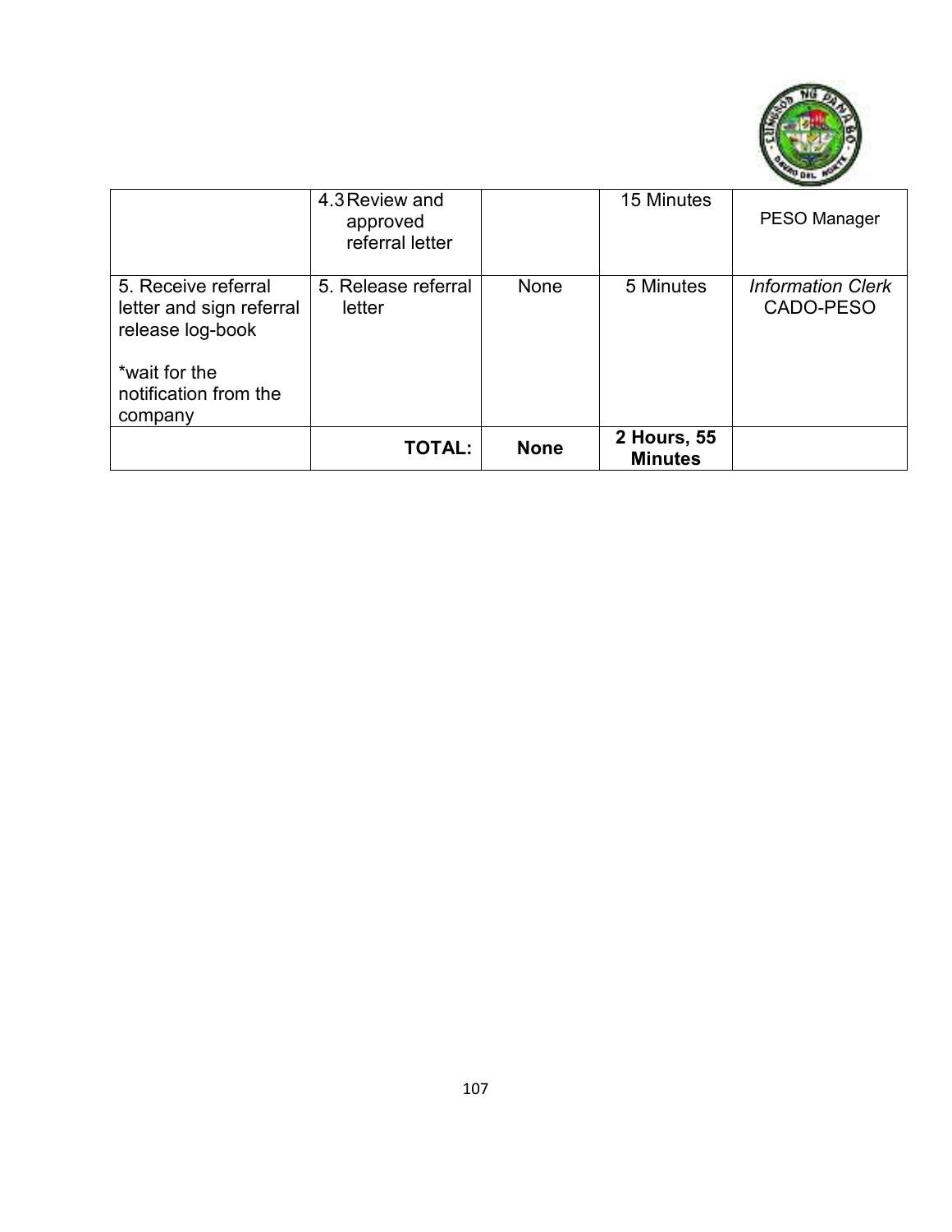| | | | | |
|---|---|---|---|---|
| | 4.3 Review and approved referral letter | | 15 Minutes | PESO Manager |
| 5. Receive referral letter and sign referral release log-book<br><br>*wait for the notification from the company | 5. Release referral letter | None | 5 Minutes | *Information Clerk* CADO-PESO |
| | **TOTAL:** | **None** | **2 Hours, 55 Minutes** | |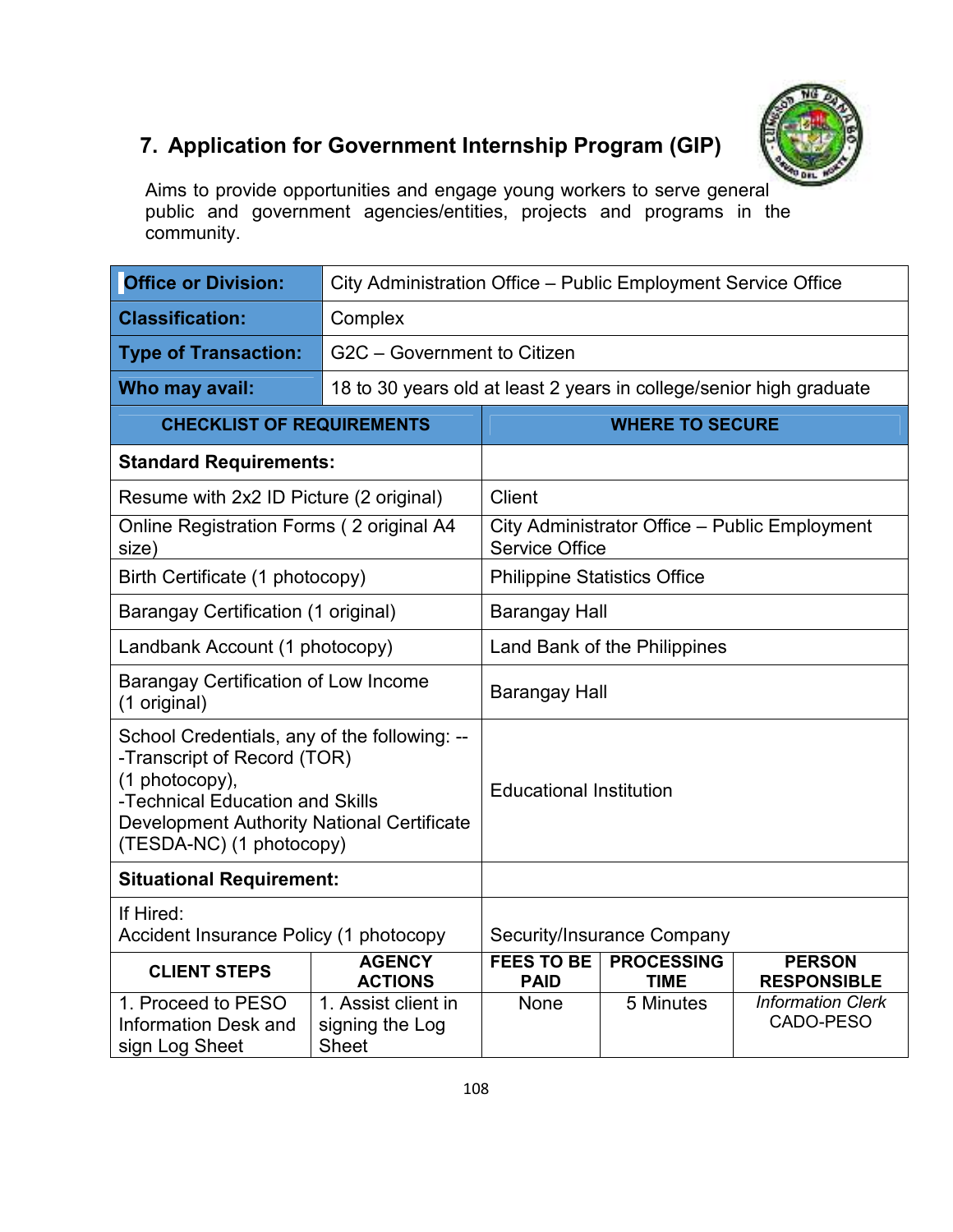## 7. Application for Government Internship Program (GIP)

Aims to provide opportunities and engage young workers to serve general public and government agencies/entities, projects and programs in the community.

| **Office or Division:** | City Administration Office – Public Employment Service Office |
|---|---|
| **Classification:** | Complex |
| **Type of Transaction:** | G2C – Government to Citizen |
| **Who may avail:** | 18 to 30 years old at least 2 years in college/senior high graduate |

| **CHECKLIST OF REQUIREMENTS** | **WHERE TO SECURE** |
|---|---|
| **Standard Requirements:** | |
| Resume with 2x2 ID Picture (2 original) | Client |
| Online Registration Forms ( 2 original A4 size) | City Administrator Office – Public Employment Service Office |
| Birth Certificate (1 photocopy) | Philippine Statistics Office |
| Barangay Certification (1 original) | Barangay Hall |
| Landbank Account (1 photocopy) | Land Bank of the Philippines |
| Barangay Certification of Low Income (1 original) | Barangay Hall |
| School Credentials, any of the following: -- -Transcript of Record (TOR) (1 photocopy), -Technical Education and Skills Development Authority National Certificate (TESDA-NC) (1 photocopy) | Educational Institution |
| **Situational Requirement:** | |
| If Hired: Accident Insurance Policy (1 photocopy | Security/Insurance Company |

| **CLIENT STEPS** | **AGENCY ACTIONS** | **FEES TO BE PAID** | **PROCESSING TIME** | **PERSON RESPONSIBLE** |
|---|---|---|---|---|
| 1. Proceed to PESO Information Desk and sign Log Sheet | 1. Assist client in signing the Log Sheet | None | 5 Minutes | *Information Clerk* CADO-PESO |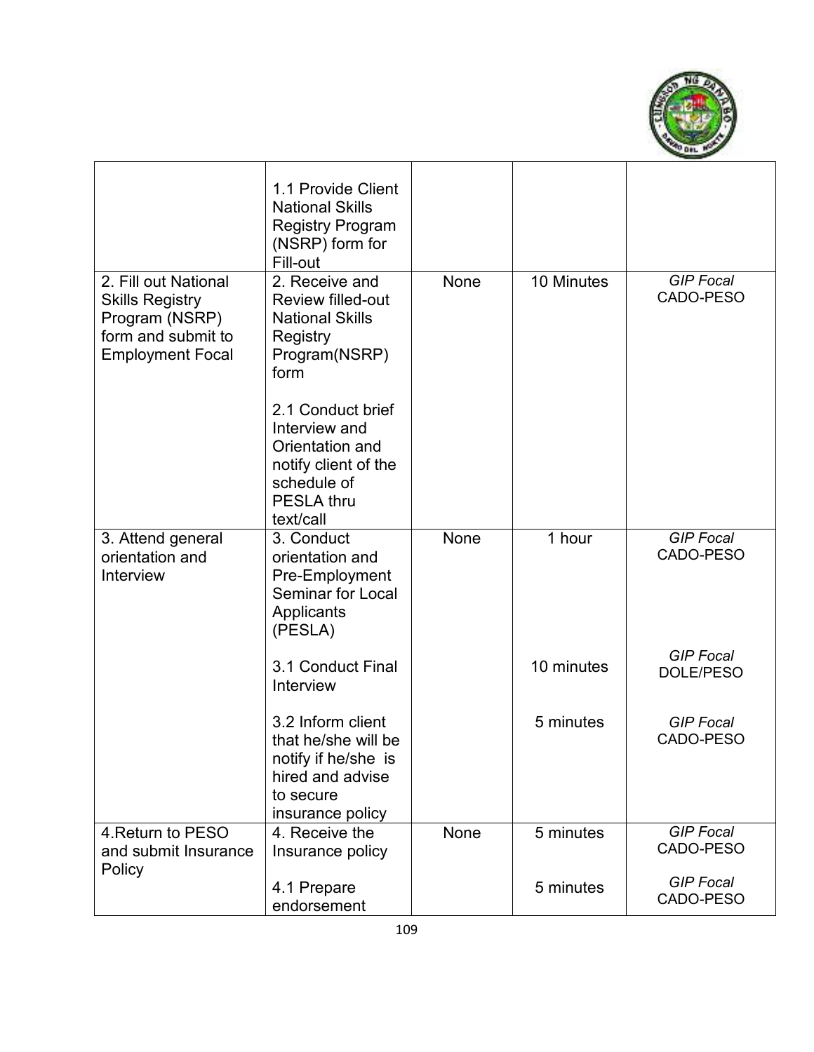| | | | | |
|---|---|---|---|---|
| | 1.1 Provide Client National Skills Registry Program (NSRP) form for Fill-out | | | |
| 2. Fill out National Skills Registry Program (NSRP) form and submit to Employment Focal | 2. Receive and Review filled-out National Skills Registry Program(NSRP) form<br><br>2.1 Conduct brief Interview and Orientation and notify client of the schedule of PESLA thru text/call | None | 10 Minutes | *GIP Focal* CADO-PESO |
| 3. Attend general orientation and Interview | 3. Conduct orientation and Pre-Employment Seminar for Local Applicants (PESLA) | None | 1 hour | *GIP Focal* CADO-PESO |
| | 3.1 Conduct Final Interview | | 10 minutes | *GIP Focal* DOLE/PESO |
| | 3.2 Inform client that he/she will be notify if he/she is hired and advise to secure insurance policy | | 5 minutes | *GIP Focal* CADO-PESO |
| 4.Return to PESO and submit Insurance Policy | 4. Receive the Insurance policy | None | 5 minutes | *GIP Focal* CADO-PESO |
| | 4.1 Prepare endorsement | | 5 minutes | *GIP Focal* CADO-PESO |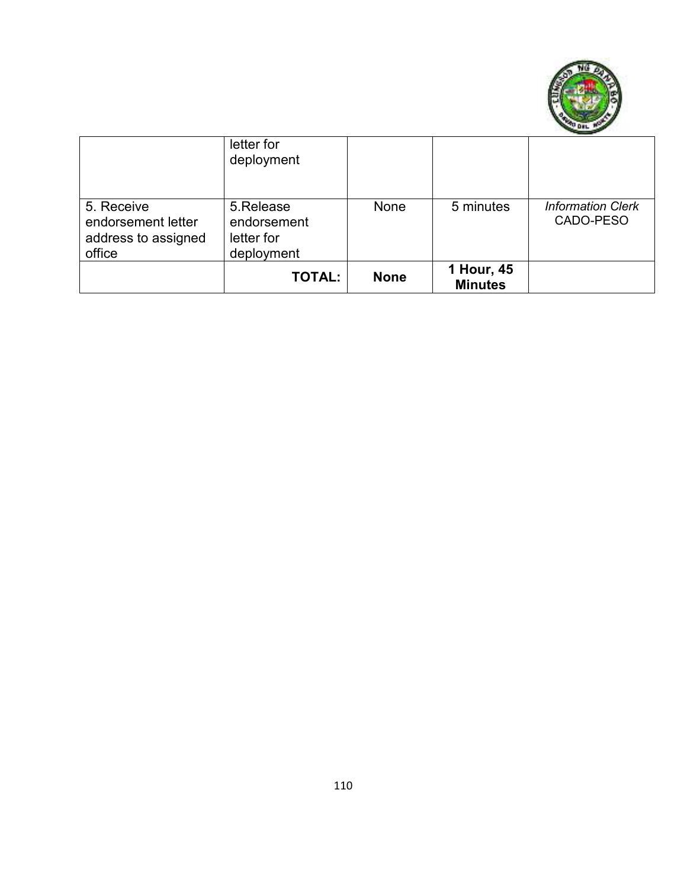| | letter for deployment | | | |
|---|---|---|---|---|
| 5. Receive endorsement letter address to assigned office | 5.Release endorsement letter for deployment | None | 5 minutes | *Information Clerk* CADO-PESO |
| | **TOTAL:** | **None** | **1 Hour, 45 Minutes** | |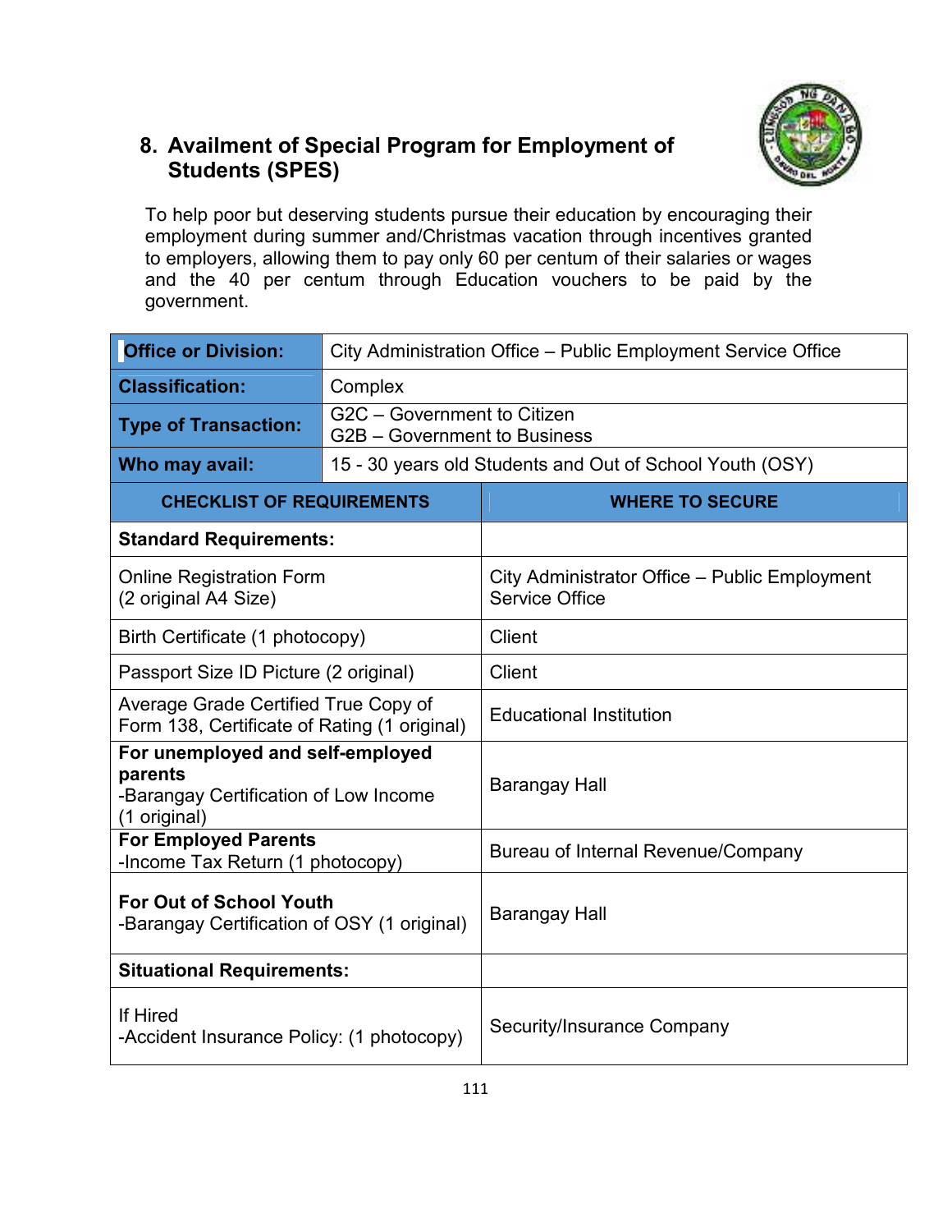## 8. Availment of Special Program for Employment of Students (SPES)

To help poor but deserving students pursue their education by encouraging their employment during summer and/Christmas vacation through incentives granted to employers, allowing them to pay only 60 per centum of their salaries or wages and the 40 per centum through Education vouchers to be paid by the government.

| **Office or Division:** | City Administration Office – Public Employment Service Office |
|---|---|
| **Classification:** | Complex |
| **Type of Transaction:** | G2C – Government to Citizen<br>G2B – Government to Business |
| **Who may avail:** | 15 - 30 years old Students and Out of School Youth (OSY) |

| **CHECKLIST OF REQUIREMENTS** | **WHERE TO SECURE** |
|---|---|
| **Standard Requirements:** | |
| Online Registration Form<br>(2 original A4 Size) | City Administrator Office – Public Employment Service Office |
| Birth Certificate (1 photocopy) | Client |
| Passport Size ID Picture (2 original) | Client |
| Average Grade Certified True Copy of Form 138, Certificate of Rating (1 original) | Educational Institution |
| **For unemployed and self-employed parents**<br>-Barangay Certification of Low Income (1 original) | Barangay Hall |
| **For Employed Parents**<br>-Income Tax Return (1 photocopy) | Bureau of Internal Revenue/Company |
| **For Out of School Youth**<br>-Barangay Certification of OSY (1 original) | Barangay Hall |
| **Situational Requirements:** | |
| If Hired<br>-Accident Insurance Policy: (1 photocopy) | Security/Insurance Company |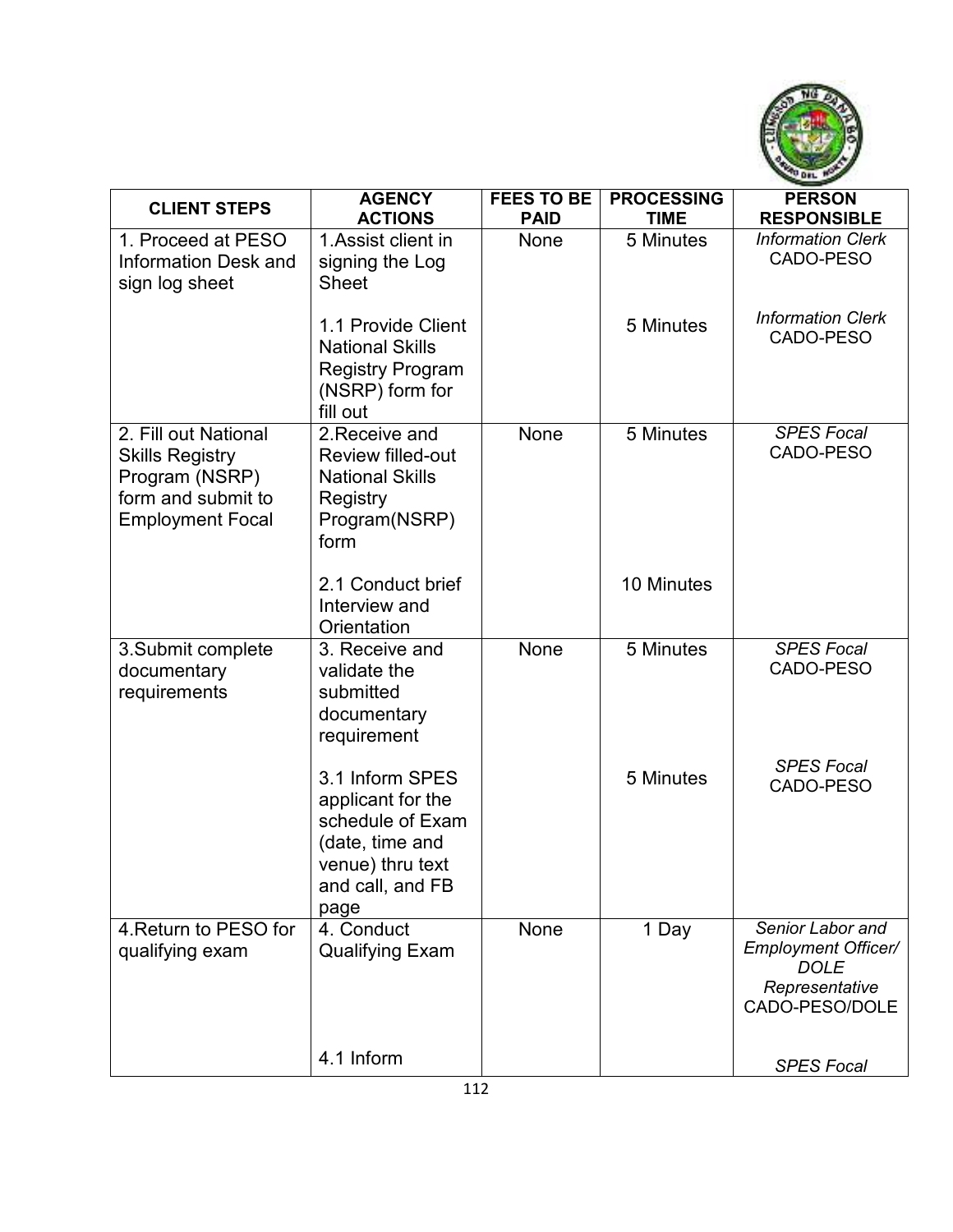| CLIENT STEPS | AGENCY ACTIONS | FEES TO BE PAID | PROCESSING TIME | PERSON RESPONSIBLE |
| --- | --- | --- | --- | --- |
| 1. Proceed at PESO Information Desk and sign log sheet | 1.Assist client in signing the Log Sheet | None | 5 Minutes | *Information Clerk* CADO-PESO |
| | 1.1 Provide Client National Skills Registry Program (NSRP) form for fill out | | 5 Minutes | *Information Clerk* CADO-PESO |
| 2. Fill out National Skills Registry Program (NSRP) form and submit to Employment Focal | 2.Receive and Review filled-out National Skills Registry Program(NSRP) form | None | 5 Minutes | *SPES Focal* CADO-PESO |
| | 2.1 Conduct brief Interview and Orientation | | 10 Minutes | |
| 3.Submit complete documentary requirements | 3. Receive and validate the submitted documentary requirement | None | 5 Minutes | *SPES Focal* CADO-PESO |
| | 3.1 Inform SPES applicant for the schedule of Exam (date, time and venue) thru text and call, and FB page | | 5 Minutes | *SPES Focal* CADO-PESO |
| 4.Return to PESO for qualifying exam | 4. Conduct Qualifying Exam | None | 1 Day | *Senior Labor and Employment Officer/ DOLE Representative* CADO-PESO/DOLE |
| | 4.1 Inform | | | *SPES Focal* |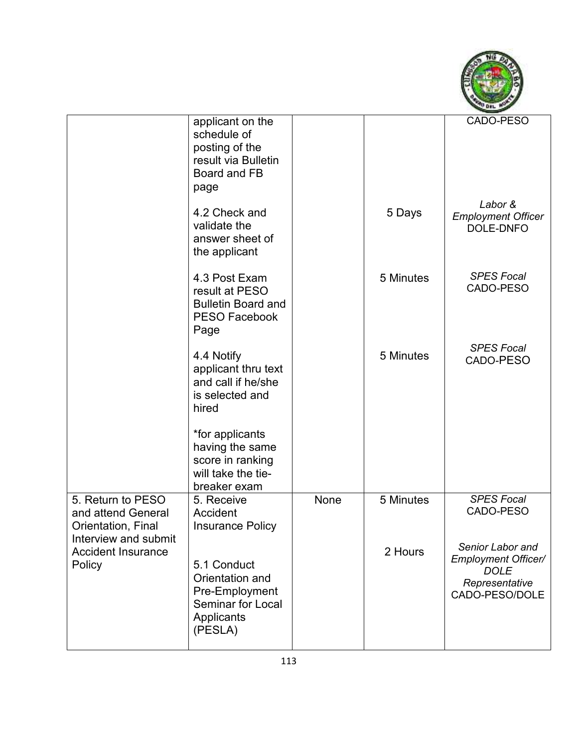| | | | | |
|---|---|---|---|---|
| | applicant on the schedule of posting of the result via Bulletin Board and FB page | | | CADO-PESO |
| | 4.2 Check and validate the answer sheet of the applicant | | 5 Days | *Labor & Employment Officer* DOLE-DNFO |
| | 4.3 Post Exam result at PESO Bulletin Board and PESO Facebook Page | | 5 Minutes | *SPES Focal* CADO-PESO |
| | 4.4 Notify applicant thru text and call if he/she is selected and hired<br><br>*for applicants having the same score in ranking will take the tie-breaker exam | | 5 Minutes | *SPES Focal* CADO-PESO |
| 5. Return to PESO and attend General Orientation, Final Interview and submit Accident Insurance Policy | 5. Receive Accident Insurance Policy<br><br>5.1 Conduct Orientation and Pre-Employment Seminar for Local Applicants (PESLA) | None | 5 Minutes<br><br>2 Hours | *SPES Focal* CADO-PESO<br><br>*Senior Labor and Employment Officer/ DOLE Representative* CADO-PESO/DOLE |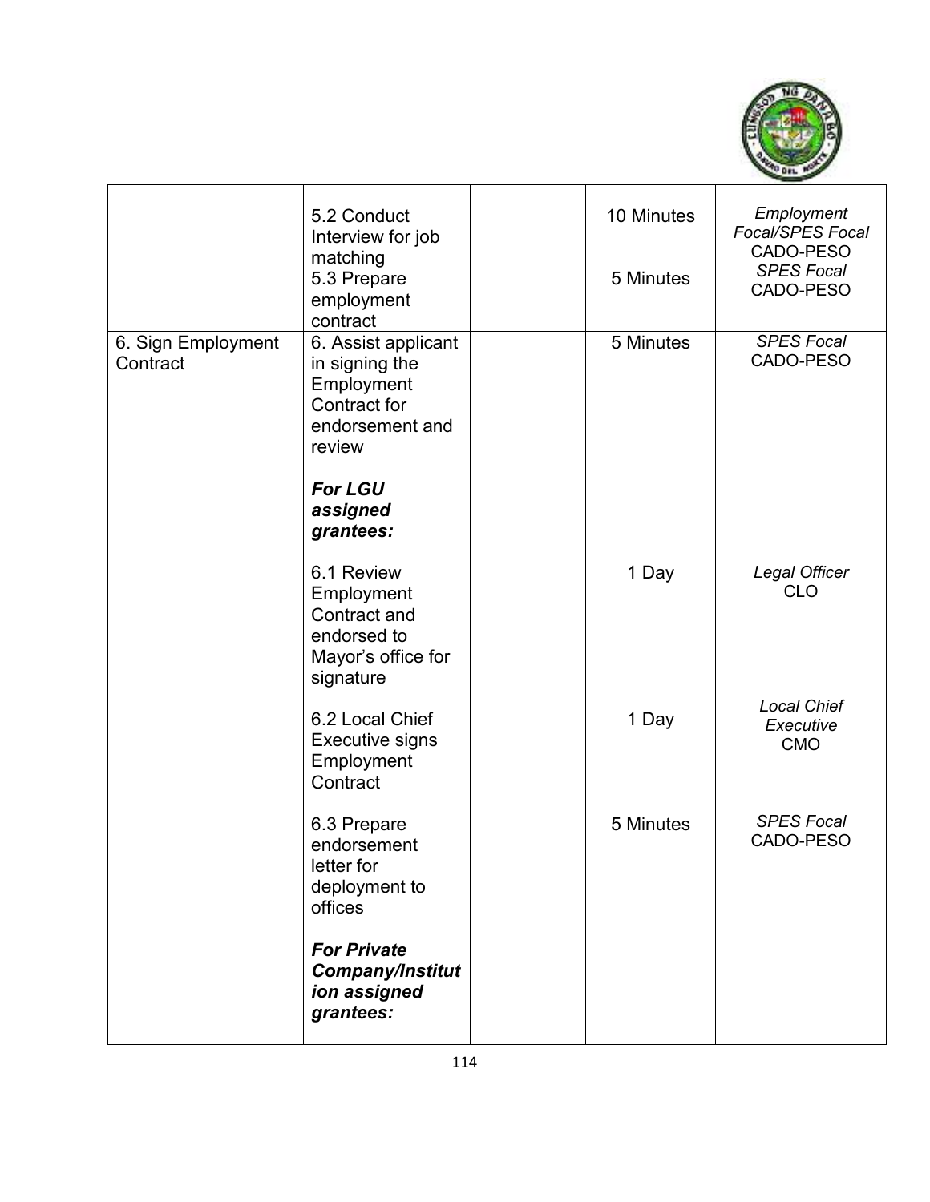| | | | | |
|---|---|---|---|---|
| | 5.2 Conduct Interview for job matching<br>5.3 Prepare employment contract | | 10 Minutes<br><br>5 Minutes | *Employment Focal/SPES Focal* CADO-PESO<br>*SPES Focal* CADO-PESO |
| 6. Sign Employment Contract | 6. Assist applicant in signing the Employment Contract for endorsement and review<br><br>***For LGU assigned grantees:***<br><br>6.1 Review Employment Contract and endorsed to Mayor's office for signature<br><br>6.2 Local Chief Executive signs Employment Contract<br><br>6.3 Prepare endorsement letter for deployment to offices<br><br>***For Private Company/Institution assigned grantees:*** | | 5 Minutes<br><br><br><br>1 Day<br><br><br><br>1 Day<br><br><br>5 Minutes | *SPES Focal* CADO-PESO<br><br><br><br>*Legal Officer* CLO<br><br><br><br>*Local Chief Executive* CMO<br><br><br>*SPES Focal* CADO-PESO |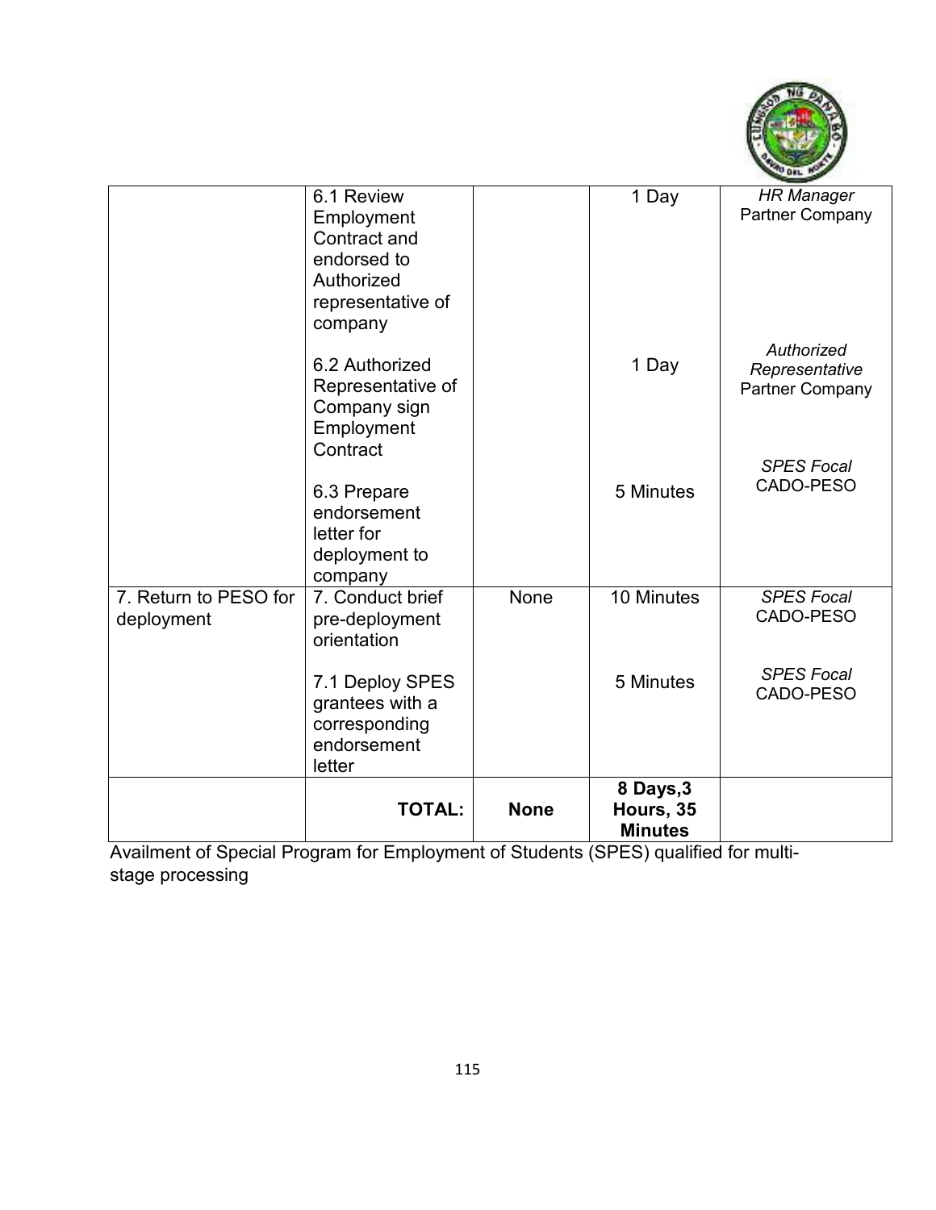| | | | | |
|---|---|---|---|---|
| | 6.1 Review Employment Contract and endorsed to Authorized representative of company | | 1 Day | *HR Manager* Partner Company |
| | 6.2 Authorized Representative of Company sign Employment Contract | | 1 Day | *Authorized Representative* Partner Company |
| | 6.3 Prepare endorsement letter for deployment to company | | 5 Minutes | *SPES Focal* CADO-PESO |
| 7. Return to PESO for deployment | 7. Conduct brief pre-deployment orientation | None | 10 Minutes | *SPES Focal* CADO-PESO |
| | 7.1 Deploy SPES grantees with a corresponding endorsement letter | | 5 Minutes | *SPES Focal* CADO-PESO |
| | **TOTAL:** | **None** | **8 Days,3 Hours, 35 Minutes** | |

Availment of Special Program for Employment of Students (SPES) qualified for multi-stage processing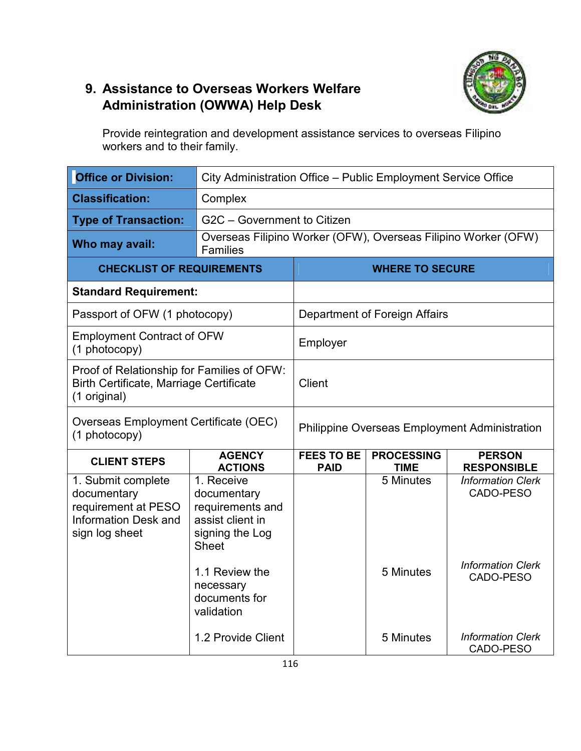## 9. Assistance to Overseas Workers Welfare Administration (OWWA) Help Desk

Provide reintegration and development assistance services to overseas Filipino workers and to their family.

| **Office or Division:** | City Administration Office – Public Employment Service Office |
|---|---|
| **Classification:** | Complex |
| **Type of Transaction:** | G2C – Government to Citizen |
| **Who may avail:** | Overseas Filipino Worker (OFW), Overseas Filipino Worker (OFW) Families |

| **CHECKLIST OF REQUIREMENTS** | **WHERE TO SECURE** |
|---|---|
| **Standard Requirement:** | |
| Passport of OFW (1 photocopy) | Department of Foreign Affairs |
| Employment Contract of OFW (1 photocopy) | Employer |
| Proof of Relationship for Families of OFW: Birth Certificate, Marriage Certificate (1 original) | Client |
| Overseas Employment Certificate (OEC) (1 photocopy) | Philippine Overseas Employment Administration |

| **CLIENT STEPS** | **AGENCY ACTIONS** | **FEES TO BE PAID** | **PROCESSING TIME** | **PERSON RESPONSIBLE** |
|---|---|---|---|---|
| 1. Submit complete documentary requirement at PESO Information Desk and sign log sheet | 1. Receive documentary requirements and assist client in signing the Log Sheet | | 5 Minutes | *Information Clerk* CADO-PESO |
| | 1.1 Review the necessary documents for validation | | 5 Minutes | *Information Clerk* CADO-PESO |
| | 1.2 Provide Client | | 5 Minutes | *Information Clerk* CADO-PESO |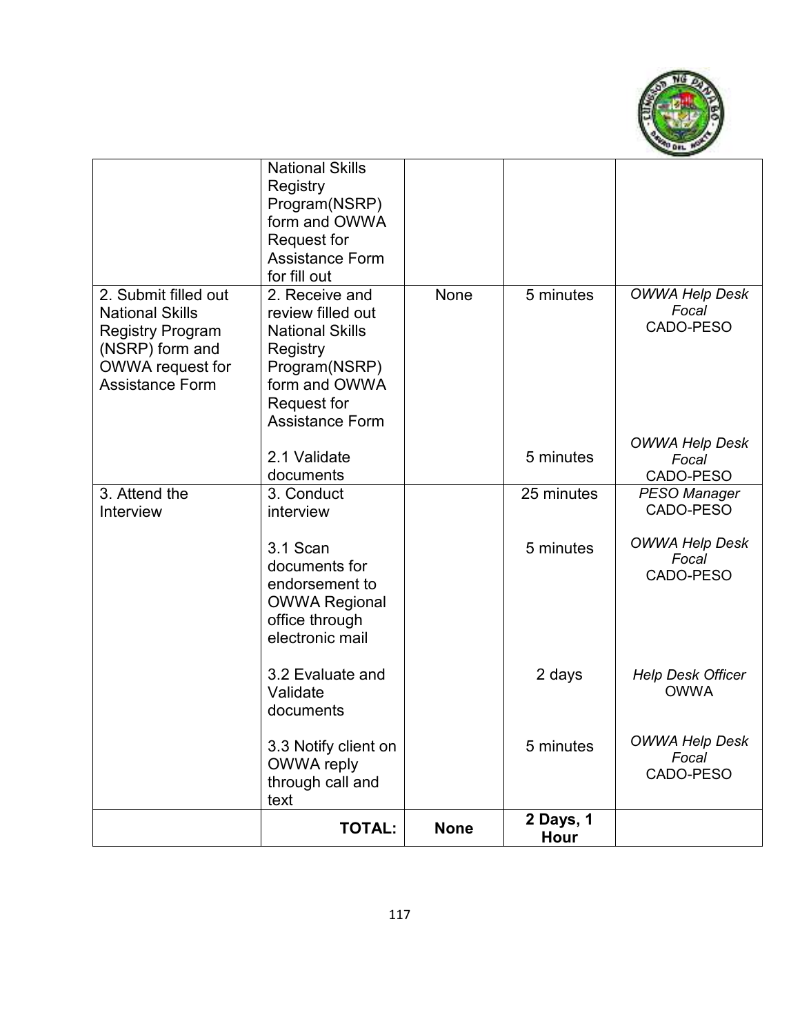| | | | | |
|---|---|---|---|---|
| | National Skills Registry Program(NSRP) form and OWWA Request for Assistance Form for fill out | | | |
| 2. Submit filled out National Skills Registry Program (NSRP) form and OWWA request for Assistance Form | 2. Receive and review filled out National Skills Registry Program(NSRP) form and OWWA Request for Assistance Form | None | 5 minutes | *OWWA Help Desk Focal* CADO-PESO |
| | 2.1 Validate documents | | 5 minutes | *OWWA Help Desk Focal* CADO-PESO |
| 3. Attend the Interview | 3. Conduct interview | | 25 minutes | *PESO Manager* CADO-PESO |
| | 3.1 Scan documents for endorsement to OWWA Regional office through electronic mail | | 5 minutes | *OWWA Help Desk Focal* CADO-PESO |
| | 3.2 Evaluate and Validate documents | | 2 days | *Help Desk Officer* OWWA |
| | 3.3 Notify client on OWWA reply through call and text | | 5 minutes | *OWWA Help Desk Focal* CADO-PESO |
| | **TOTAL:** | **None** | **2 Days, 1 Hour** | |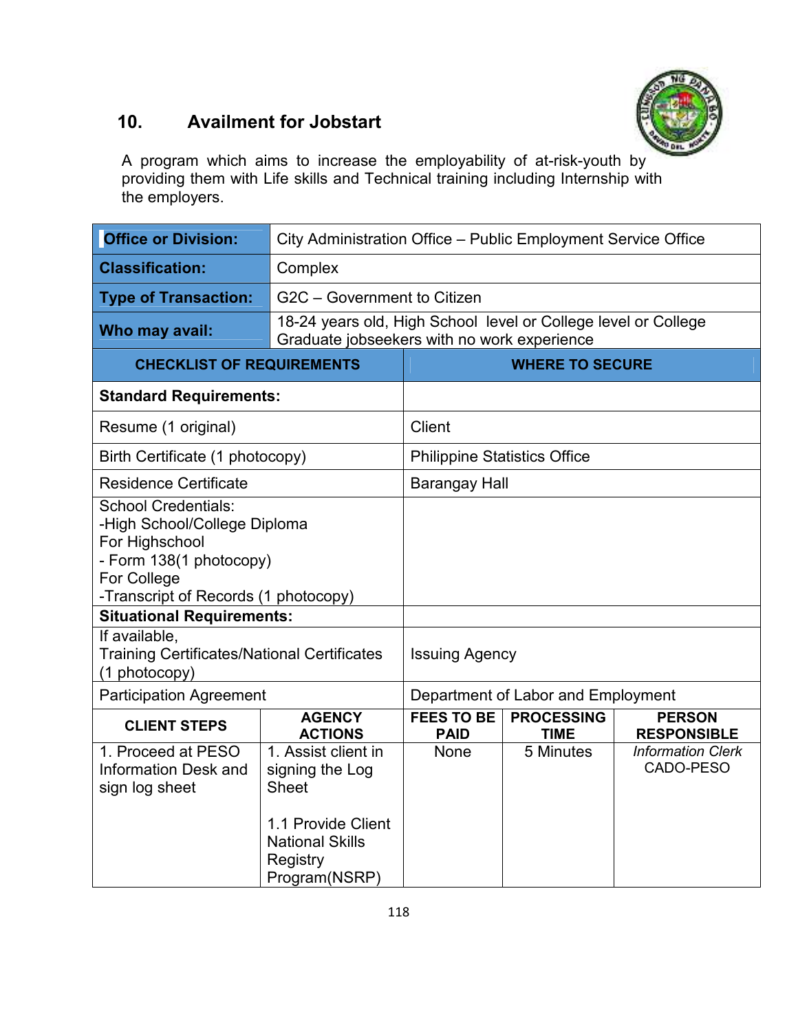## 10. Availment for Jobstart

A program which aims to increase the employability of at-risk-youth by providing them with Life skills and Technical training including Internship with the employers.

| **Office or Division:** | City Administration Office – Public Employment Service Office |
|---|---|
| **Classification:** | Complex |
| **Type of Transaction:** | G2C – Government to Citizen |
| **Who may avail:** | 18-24 years old, High School level or College level or College Graduate jobseekers with no work experience |

| CHECKLIST OF REQUIREMENTS | WHERE TO SECURE |
|---|---|
| **Standard Requirements:** | |
| Resume (1 original) | Client |
| Birth Certificate (1 photocopy) | Philippine Statistics Office |
| Residence Certificate | Barangay Hall |
| School Credentials:<br>-High School/College Diploma<br>For Highschool<br>- Form 138(1 photocopy)<br>For College<br>-Transcript of Records (1 photocopy) | |
| **Situational Requirements:** | |
| If available,<br>Training Certificates/National Certificates (1 photocopy) | Issuing Agency |
| Participation Agreement | Department of Labor and Employment |

| CLIENT STEPS | AGENCY ACTIONS | FEES TO BE PAID | PROCESSING TIME | PERSON RESPONSIBLE |
|---|---|---|---|---|
| 1. Proceed at PESO Information Desk and sign log sheet | 1. Assist client in signing the Log Sheet<br><br>1.1 Provide Client National Skills Registry Program(NSRP) | None | 5 Minutes | *Information Clerk*<br>CADO-PESO |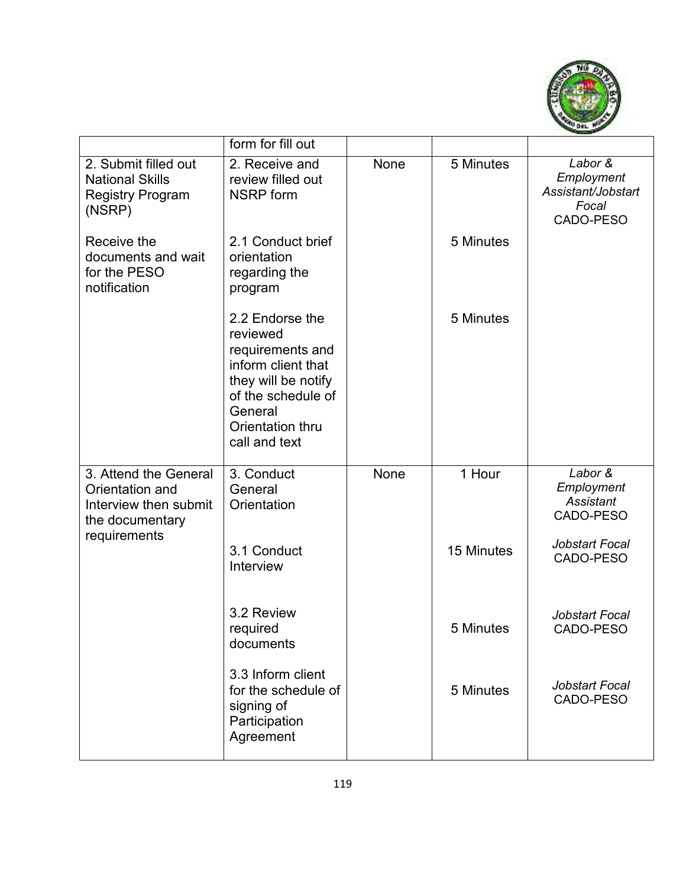| | form for fill out | | | |
|---|---|---|---|---|
| 2. Submit filled out National Skills Registry Program (NSRP)<br><br>Receive the documents and wait for the PESO notification | 2. Receive and review filled out NSRP form | None | 5 Minutes | *Labor & Employment Assistant/Jobstart Focal* CADO-PESO |
| | 2.1 Conduct brief orientation regarding the program | | 5 Minutes | |
| | 2.2 Endorse the reviewed requirements and inform client that they will be notify of the schedule of General Orientation thru call and text | | 5 Minutes | |
| 3. Attend the General Orientation and Interview then submit the documentary requirements | 3. Conduct General Orientation | None | 1 Hour | *Labor & Employment Assistant* CADO-PESO |
| | 3.1 Conduct Interview | | 15 Minutes | *Jobstart Focal* CADO-PESO |
| | 3.2 Review required documents | | 5 Minutes | *Jobstart Focal* CADO-PESO |
| | 3.3 Inform client for the schedule of signing of Participation Agreement | | 5 Minutes | *Jobstart Focal* CADO-PESO |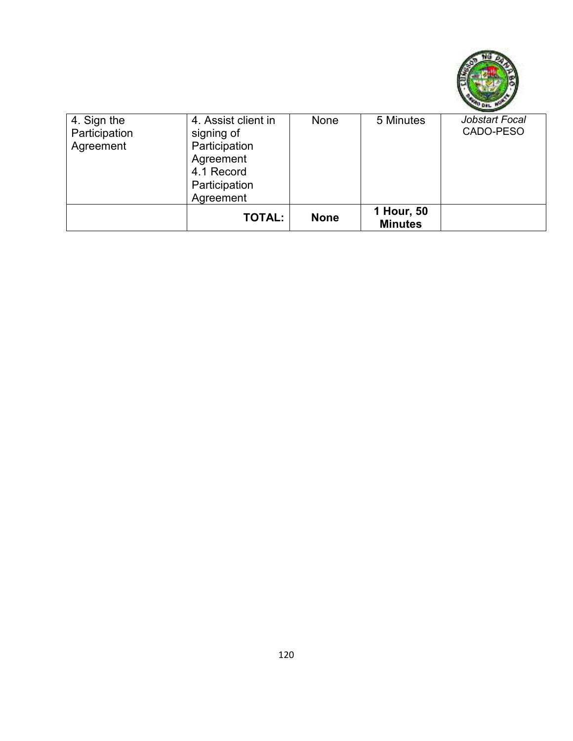| 4. Sign the Participation Agreement | 4. Assist client in signing of Participation Agreement<br>4.1 Record Participation Agreement | None | 5 Minutes | *Jobstart Focal*<br>CADO-PESO |
|---|---|---|---|---|
| | **TOTAL:** | **None** | **1 Hour, 50 Minutes** | |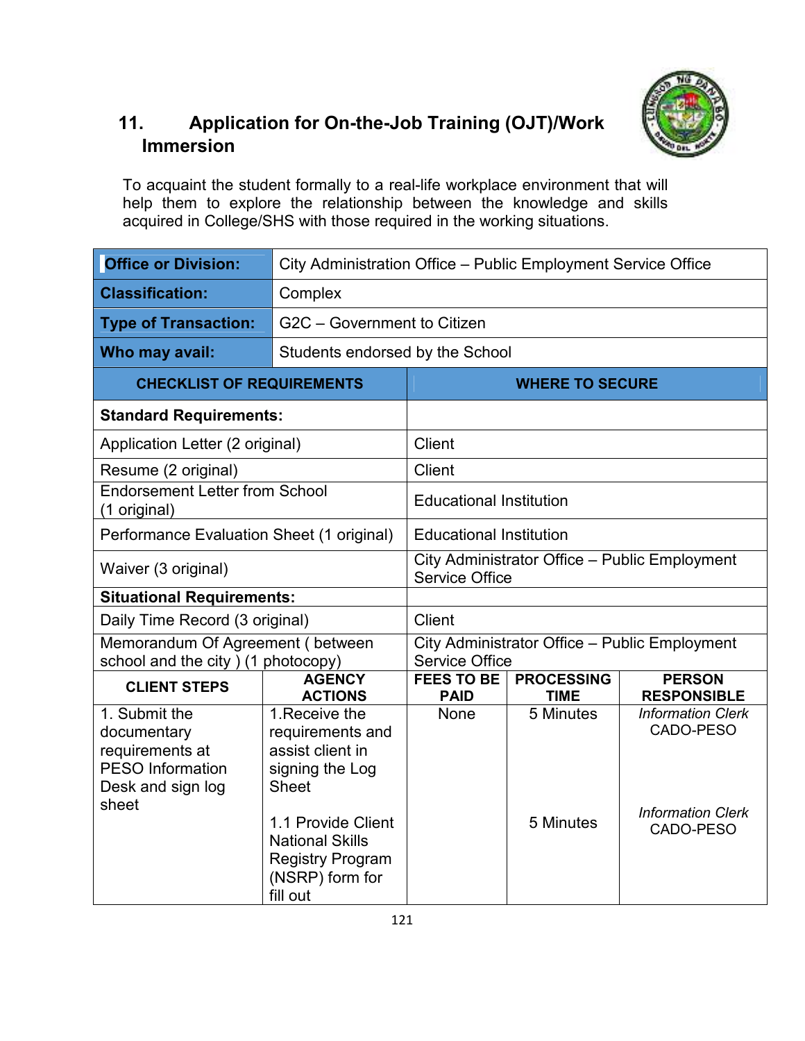## 11. Application for On-the-Job Training (OJT)/Work Immersion

To acquaint the student formally to a real-life workplace environment that will help them to explore the relationship between the knowledge and skills acquired in College/SHS with those required in the working situations.

| **Office or Division:** | City Administration Office – Public Employment Service Office |
|---|---|
| **Classification:** | Complex |
| **Type of Transaction:** | G2C – Government to Citizen |
| **Who may avail:** | Students endorsed by the School |

| **CHECKLIST OF REQUIREMENTS** | **WHERE TO SECURE** |
|---|---|
| **Standard Requirements:** | |
| Application Letter (2 original) | Client |
| Resume (2 original) | Client |
| Endorsement Letter from School (1 original) | Educational Institution |
| Performance Evaluation Sheet (1 original) | Educational Institution |
| Waiver (3 original) | City Administrator Office – Public Employment Service Office |
| **Situational Requirements:** | |
| Daily Time Record (3 original) | Client |
| Memorandum Of Agreement ( between school and the city ) (1 photocopy) | City Administrator Office – Public Employment Service Office |

| **CLIENT STEPS** | **AGENCY ACTIONS** | **FEES TO BE PAID** | **PROCESSING TIME** | **PERSON RESPONSIBLE** |
|---|---|---|---|---|
| 1. Submit the documentary requirements at PESO Information Desk and sign log sheet | 1.Receive the requirements and assist client in signing the Log Sheet | None | 5 Minutes | *Information Clerk* CADO-PESO |
| | 1.1 Provide Client National Skills Registry Program (NSRP) form for fill out | | 5 Minutes | *Information Clerk* CADO-PESO |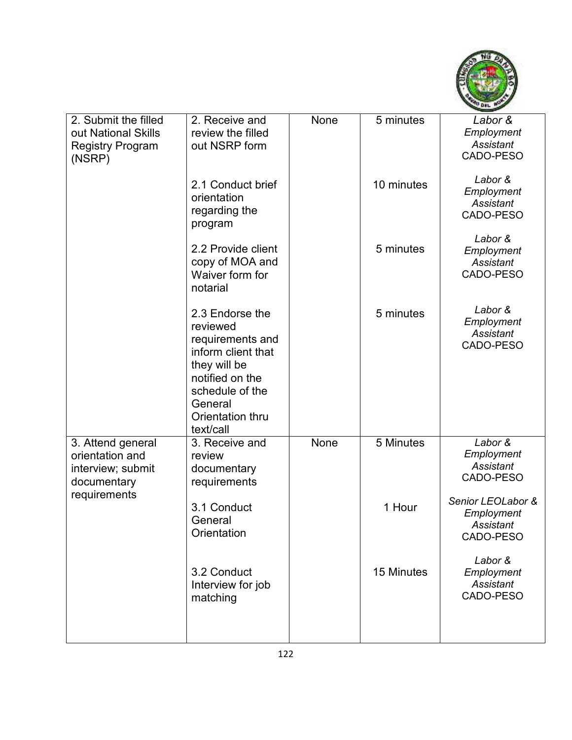| | | | | |
|---|---|---|---|---|
| 2. Submit the filled out National Skills Registry Program (NSRP) | 2. Receive and review the filled out NSRP form | None | 5 minutes | *Labor & Employment Assistant* CADO-PESO |
| | 2.1 Conduct brief orientation regarding the program | | 10 minutes | *Labor & Employment Assistant* CADO-PESO |
| | 2.2 Provide client copy of MOA and Waiver form for notarial | | 5 minutes | *Labor & Employment Assistant* CADO-PESO |
| | 2.3 Endorse the reviewed requirements and inform client that they will be notified on the schedule of the General Orientation thru text/call | | 5 minutes | *Labor & Employment Assistant* CADO-PESO |
| 3. Attend general orientation and interview; submit documentary requirements | 3. Receive and review documentary requirements | None | 5 Minutes | *Labor & Employment Assistant* CADO-PESO |
| | 3.1 Conduct General Orientation | | 1 Hour | *Senior LEOLabor & Employment Assistant* CADO-PESO |
| | 3.2 Conduct Interview for job matching | | 15 Minutes | *Labor & Employment Assistant* CADO-PESO |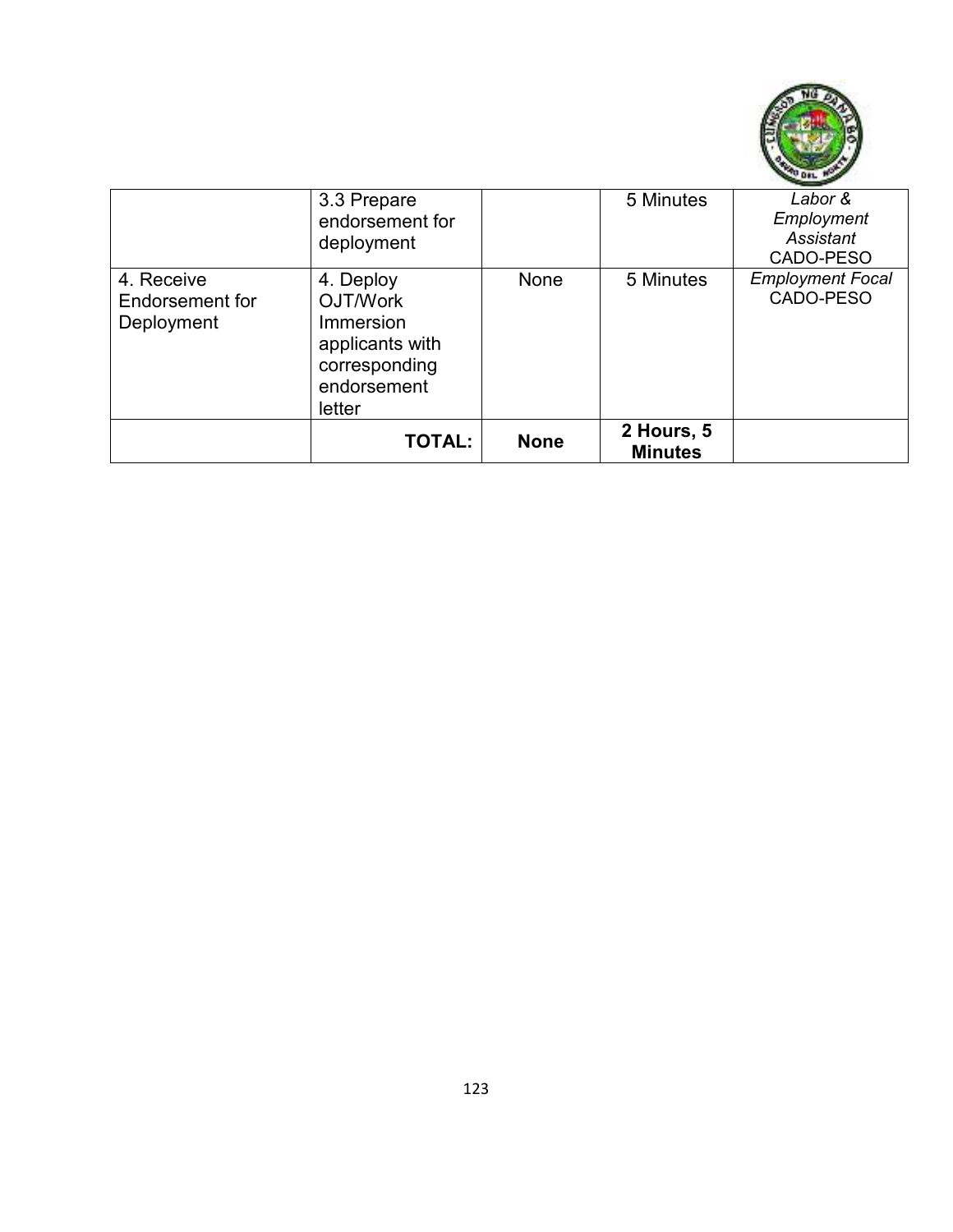| | | | | |
|---|---|---|---|---|
| | 3.3 Prepare endorsement for deployment | | 5 Minutes | *Labor & Employment Assistant* CADO-PESO |
| 4. Receive Endorsement for Deployment | 4. Deploy OJT/Work Immersion applicants with corresponding endorsement letter | None | 5 Minutes | *Employment Focal* CADO-PESO |
| | **TOTAL:** | **None** | **2 Hours, 5 Minutes** | |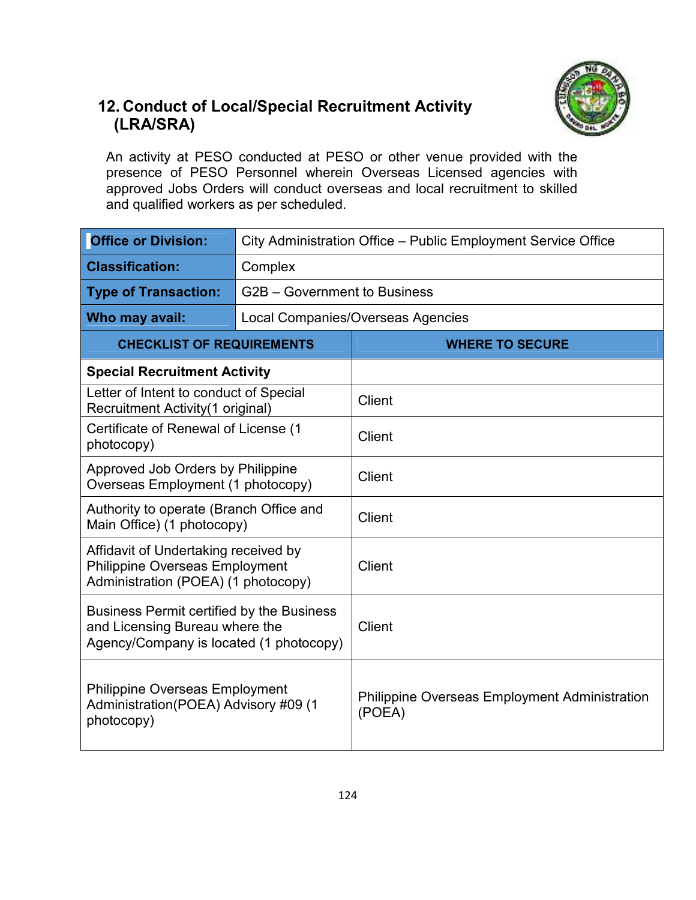## 12. Conduct of Local/Special Recruitment Activity (LRA/SRA)

An activity at PESO conducted at PESO or other venue provided with the presence of PESO Personnel wherein Overseas Licensed agencies with approved Jobs Orders will conduct overseas and local recruitment to skilled and qualified workers as per scheduled.

| **Office or Division:** | City Administration Office – Public Employment Service Office |
|---|---|
| **Classification:** | Complex |
| **Type of Transaction:** | G2B – Government to Business |
| **Who may avail:** | Local Companies/Overseas Agencies |

| CHECKLIST OF REQUIREMENTS | WHERE TO SECURE |
|---|---|
| **Special Recruitment Activity** | |
| Letter of Intent to conduct of Special Recruitment Activity(1 original) | Client |
| Certificate of Renewal of License (1 photocopy) | Client |
| Approved Job Orders by Philippine Overseas Employment (1 photocopy) | Client |
| Authority to operate (Branch Office and Main Office) (1 photocopy) | Client |
| Affidavit of Undertaking received by Philippine Overseas Employment Administration (POEA) (1 photocopy) | Client |
| Business Permit certified by the Business and Licensing Bureau where the Agency/Company is located (1 photocopy) | Client |
| Philippine Overseas Employment Administration(POEA) Advisory #09 (1 photocopy) | Philippine Overseas Employment Administration (POEA) |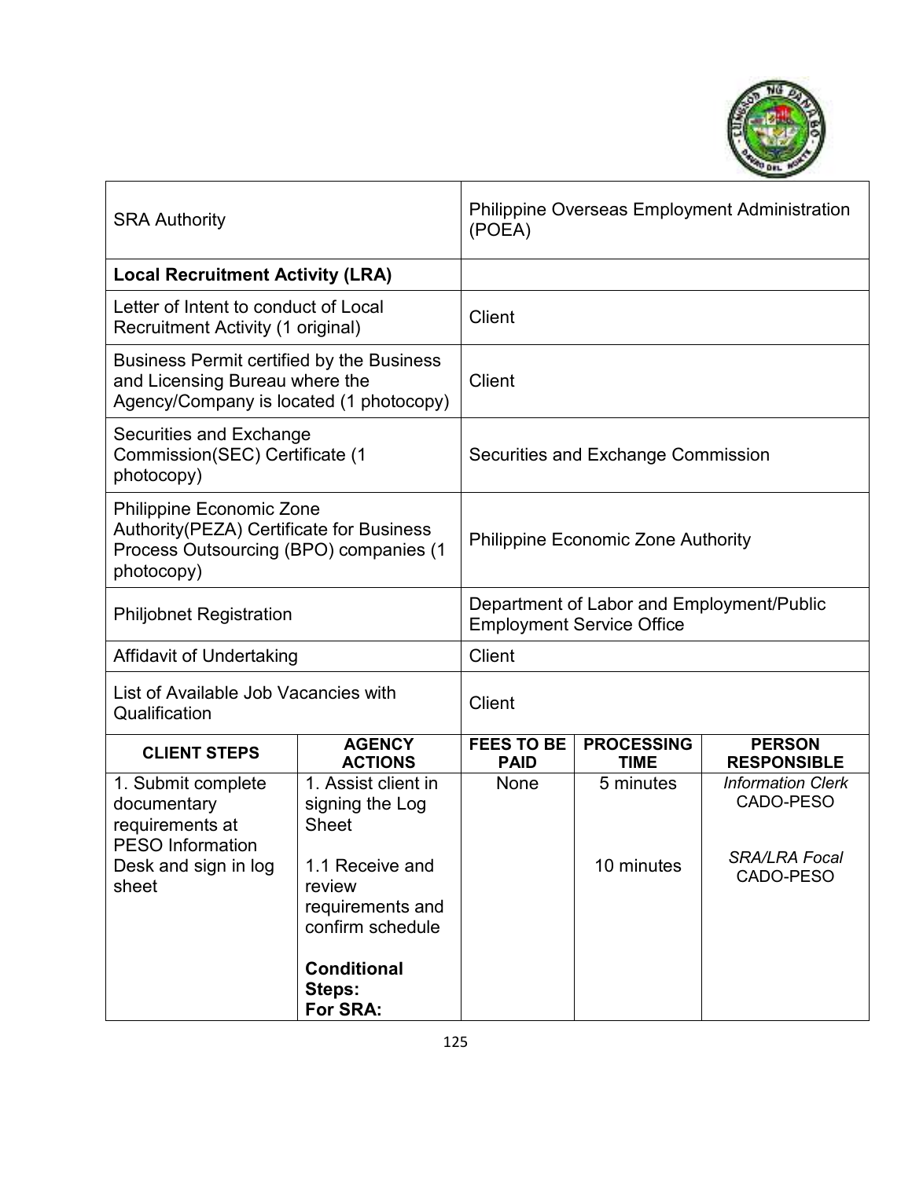| | | | | |
|---|---|---|---|---|
| SRA Authority | | Philippine Overseas Employment Administration (POEA) | | |
| **Local Recruitment Activity (LRA)** | | | | |
| Letter of Intent to conduct of Local Recruitment Activity (1 original) | | Client | | |
| Business Permit certified by the Business and Licensing Bureau where the Agency/Company is located (1 photocopy) | | Client | | |
| Securities and Exchange Commission(SEC) Certificate (1 photocopy) | | Securities and Exchange Commission | | |
| Philippine Economic Zone Authority(PEZA) Certificate for Business Process Outsourcing (BPO) companies (1 photocopy) | | Philippine Economic Zone Authority | | |
| Philjobnet Registration | | Department of Labor and Employment/Public Employment Service Office | | |
| Affidavit of Undertaking | | Client | | |
| List of Available Job Vacancies with Qualification | | Client | | |
| **CLIENT STEPS** | **AGENCY ACTIONS** | **FEES TO BE PAID** | **PROCESSING TIME** | **PERSON RESPONSIBLE** |
| 1. Submit complete documentary requirements at PESO Information Desk and sign in log sheet | 1. Assist client in signing the Log Sheet | None | 5 minutes | *Information Clerk* CADO-PESO |
| | 1.1 Receive and review requirements and confirm schedule | | 10 minutes | *SRA/LRA Focal* CADO-PESO |
| | **Conditional Steps: For SRA:** | | | |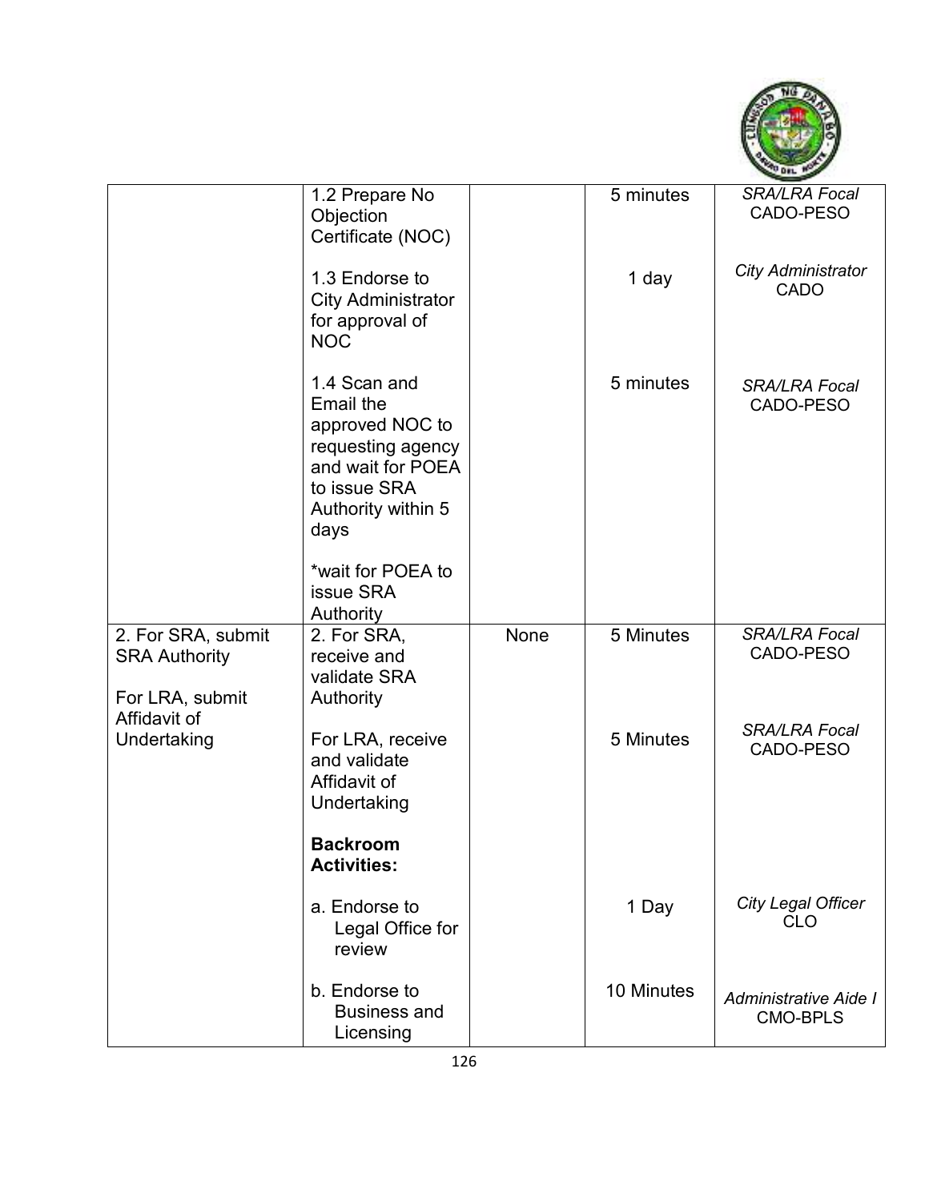| | | | | |
|---|---|---|---|---|
| | 1.2 Prepare No Objection Certificate (NOC) | | 5 minutes | *SRA/LRA Focal* CADO-PESO |
| | 1.3 Endorse to City Administrator for approval of NOC | | 1 day | *City Administrator* CADO |
| | 1.4 Scan and Email the approved NOC to requesting agency and wait for POEA to issue SRA Authority within 5 days<br><br>*wait for POEA to issue SRA Authority | | 5 minutes | *SRA/LRA Focal* CADO-PESO |
| 2. For SRA, submit SRA Authority<br><br>For LRA, submit Affidavit of Undertaking | 2. For SRA, receive and validate SRA Authority | None | 5 Minutes | *SRA/LRA Focal* CADO-PESO |
| | For LRA, receive and validate Affidavit of Undertaking | | 5 Minutes | *SRA/LRA Focal* CADO-PESO |
| | **Backroom Activities:** | | | |
| | a. Endorse to Legal Office for review | | 1 Day | *City Legal Officer* CLO |
| | b. Endorse to Business and Licensing | | 10 Minutes | *Administrative Aide I* CMO-BPLS |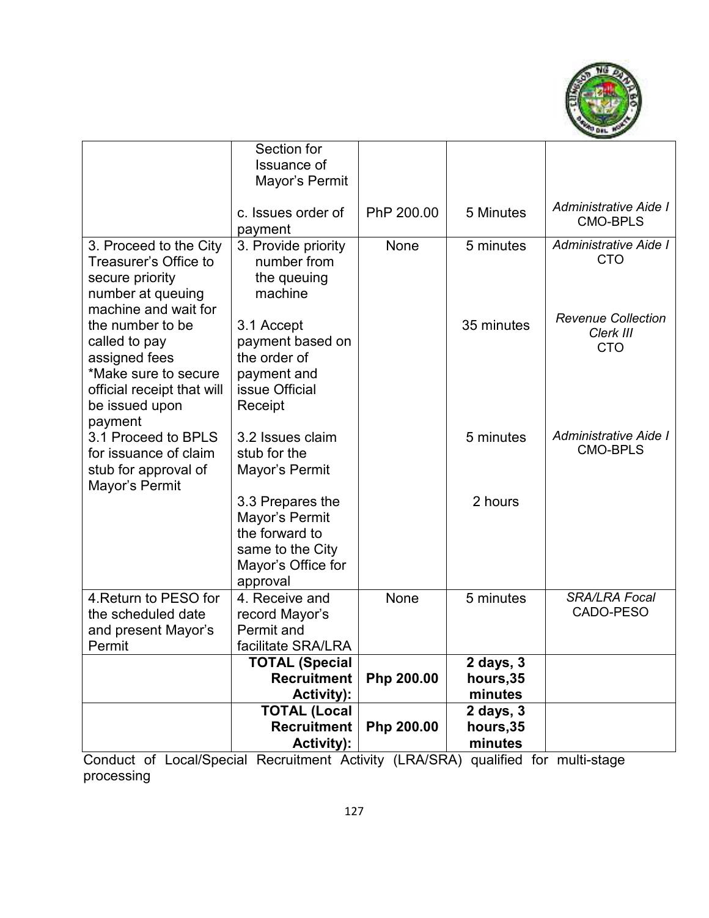| | | | | |
|---|---|---|---|---|
| | Section for Issuance of Mayor's Permit<br><br>c. Issues order of payment | PhP 200.00 | 5 Minutes | *Administrative Aide I* CMO-BPLS |
| 3. Proceed to the City Treasurer's Office to secure priority number at queuing machine and wait for the number to be called to pay assigned fees<br>*Make sure to secure official receipt that will be issued upon payment<br>3.1 Proceed to BPLS for issuance of claim stub for approval of Mayor's Permit | 3. Provide priority number from the queuing machine<br><br>3.1 Accept payment based on the order of payment and issue Official Receipt<br><br>3.2 Issues claim stub for the Mayor's Permit<br><br>3.3 Prepares the Mayor's Permit the forward to same to the City Mayor's Office for approval | None | 5 minutes<br><br>35 minutes<br><br>5 minutes<br><br>2 hours | *Administrative Aide I* CTO<br><br>*Revenue Collection Clerk III* CTO<br><br>*Administrative Aide I* CMO-BPLS |
| 4.Return to PESO for the scheduled date and present Mayor's Permit | 4. Receive and record Mayor's Permit and facilitate SRA/LRA | None | 5 minutes | *SRA/LRA Focal* CADO-PESO |
| | **TOTAL (Special Recruitment Activity):** | **Php 200.00** | **2 days, 3 hours,35 minutes** | |
| | **TOTAL (Local Recruitment Activity):** | **Php 200.00** | **2 days, 3 hours,35 minutes** | |

Conduct of Local/Special Recruitment Activity (LRA/SRA) qualified for multi-stage processing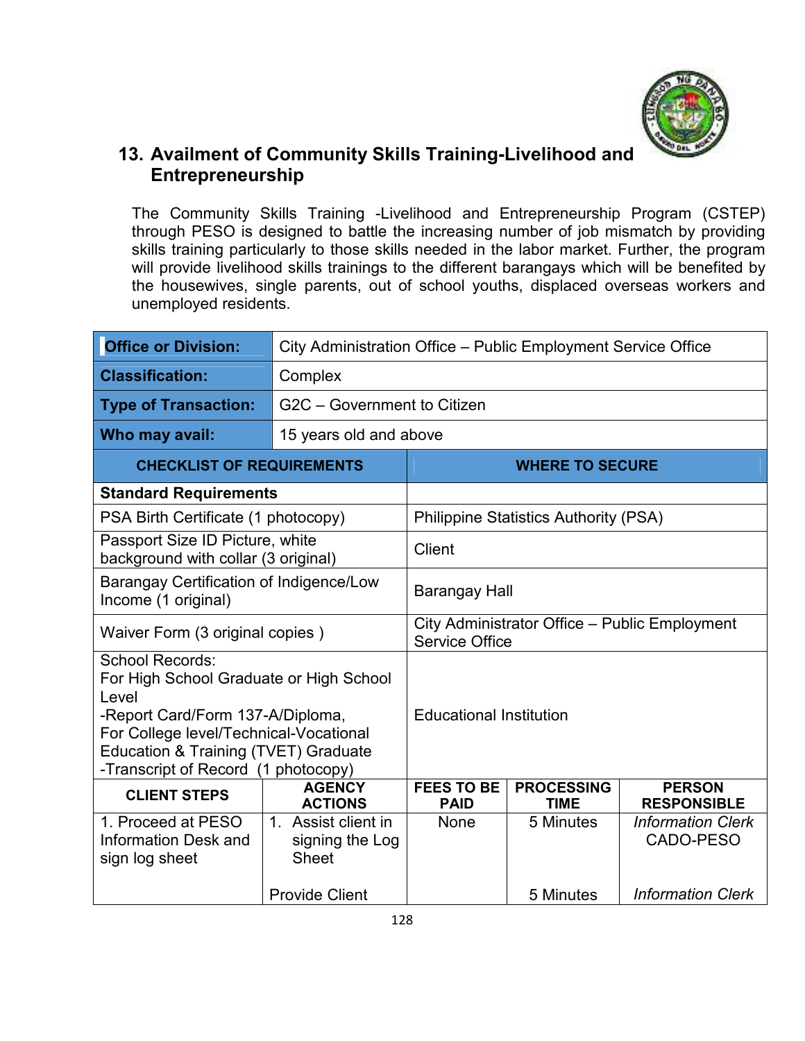## 13. Availment of Community Skills Training-Livelihood and Entrepreneurship

The Community Skills Training -Livelihood and Entrepreneurship Program (CSTEP) through PESO is designed to battle the increasing number of job mismatch by providing skills training particularly to those skills needed in the labor market. Further, the program will provide livelihood skills trainings to the different barangays which will be benefited by the housewives, single parents, out of school youths, displaced overseas workers and unemployed residents.

| **Office or Division:** | City Administration Office – Public Employment Service Office |
|---|---|
| **Classification:** | Complex |
| **Type of Transaction:** | G2C – Government to Citizen |
| **Who may avail:** | 15 years old and above |

| **CHECKLIST OF REQUIREMENTS** | **WHERE TO SECURE** |
|---|---|
| **Standard Requirements** | |
| PSA Birth Certificate (1 photocopy) | Philippine Statistics Authority (PSA) |
| Passport Size ID Picture, white background with collar (3 original) | Client |
| Barangay Certification of Indigence/Low Income (1 original) | Barangay Hall |
| Waiver Form (3 original copies ) | City Administrator Office – Public Employment Service Office |
| School Records:<br>For High School Graduate or High School Level<br>-Report Card/Form 137-A/Diploma,<br>For College level/Technical-Vocational Education & Training (TVET) Graduate<br>-Transcript of Record (1 photocopy) | Educational Institution |

| **CLIENT STEPS** | **AGENCY ACTIONS** | **FEES TO BE PAID** | **PROCESSING TIME** | **PERSON RESPONSIBLE** |
|---|---|---|---|---|
| 1. Proceed at PESO Information Desk and sign log sheet | 1. Assist client in signing the Log Sheet | None | 5 Minutes | *Information Clerk* CADO-PESO |
| | Provide Client | | 5 Minutes | *Information Clerk* |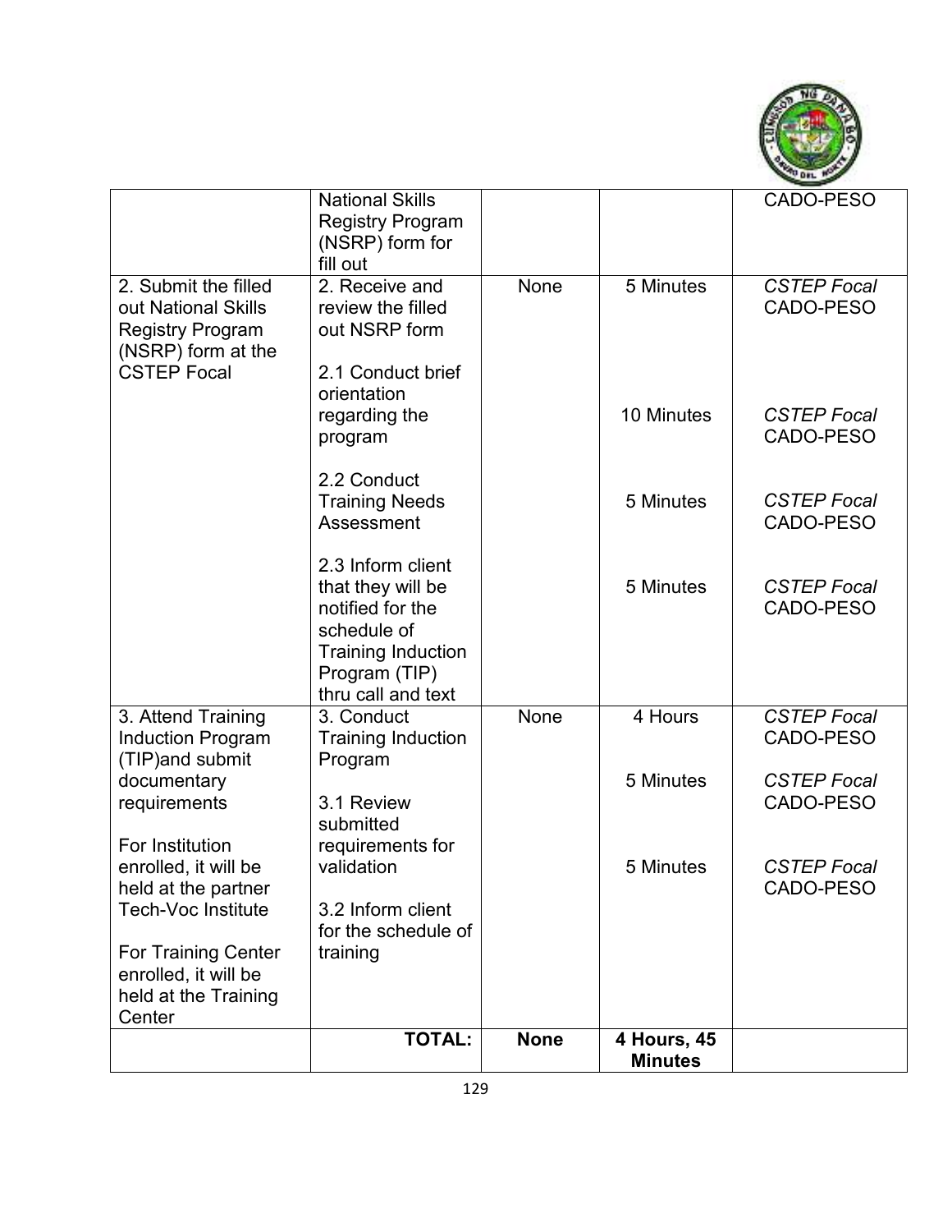| | | | | |
|---|---|---|---|---|
| | National Skills Registry Program (NSRP) form for fill out | | | CADO-PESO |
| 2. Submit the filled out National Skills Registry Program (NSRP) form at the CSTEP Focal | 2. Receive and review the filled out NSRP form<br><br>2.1 Conduct brief orientation regarding the program<br><br>2.2 Conduct Training Needs Assessment<br><br>2.3 Inform client that they will be notified for the schedule of Training Induction Program (TIP) thru call and text | None | 5 Minutes<br><br>10 Minutes<br><br>5 Minutes<br><br>5 Minutes | *CSTEP Focal* CADO-PESO<br><br>*CSTEP Focal* CADO-PESO<br><br>*CSTEP Focal* CADO-PESO<br><br>*CSTEP Focal* CADO-PESO |
| 3. Attend Training Induction Program (TIP)and submit documentary requirements<br><br>For Institution enrolled, it will be held at the partner Tech-Voc Institute<br><br>For Training Center enrolled, it will be held at the Training Center | 3. Conduct Training Induction Program<br><br>3.1 Review submitted requirements for validation<br><br>3.2 Inform client for the schedule of training | None | 4 Hours<br><br>5 Minutes<br><br>5 Minutes | *CSTEP Focal* CADO-PESO<br><br>*CSTEP Focal* CADO-PESO<br><br>*CSTEP Focal* CADO-PESO |
| | **TOTAL:** | **None** | **4 Hours, 45 Minutes** | |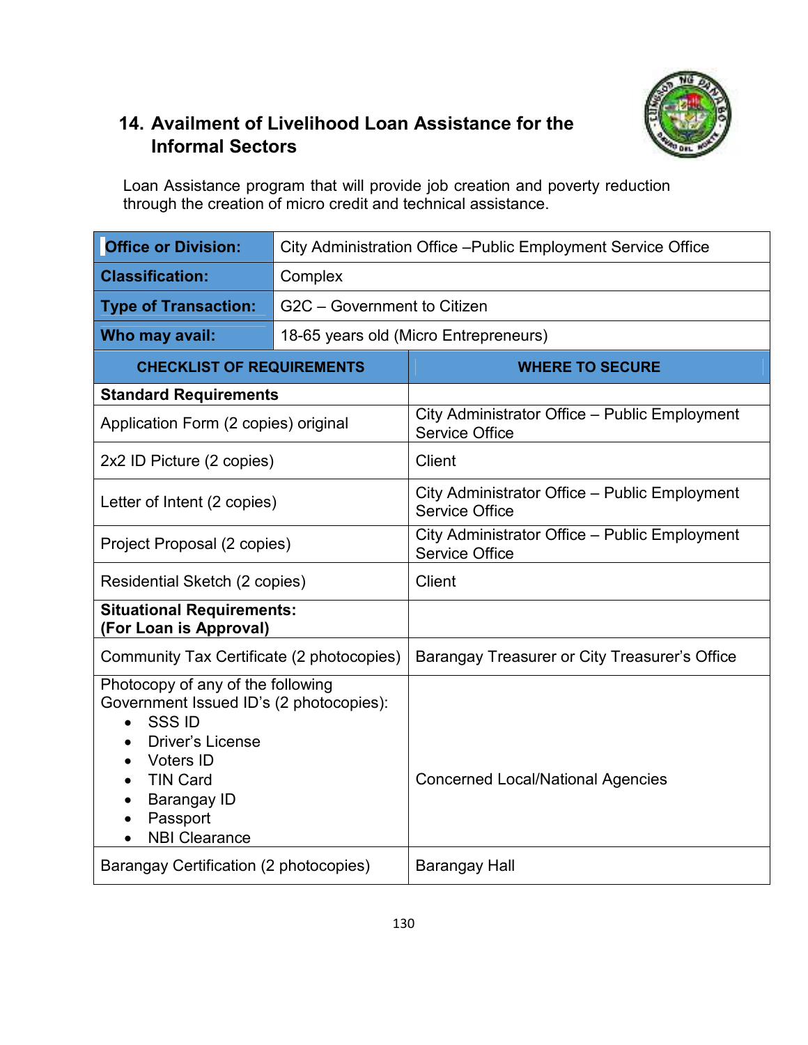## 14. Availment of Livelihood Loan Assistance for the Informal Sectors

Loan Assistance program that will provide job creation and poverty reduction through the creation of micro credit and technical assistance.

| **Office or Division:** | City Administration Office –Public Employment Service Office |
|---|---|
| **Classification:** | Complex |
| **Type of Transaction:** | G2C – Government to Citizen |
| **Who may avail:** | 18-65 years old (Micro Entrepreneurs) |

| **CHECKLIST OF REQUIREMENTS** | **WHERE TO SECURE** |
|---|---|
| **Standard Requirements** | |
| Application Form (2 copies) original | City Administrator Office – Public Employment Service Office |
| 2x2 ID Picture (2 copies) | Client |
| Letter of Intent (2 copies) | City Administrator Office – Public Employment Service Office |
| Project Proposal (2 copies) | City Administrator Office – Public Employment Service Office |
| Residential Sketch (2 copies) | Client |
| **Situational Requirements: (For Loan is Approval)** | |
| Community Tax Certificate (2 photocopies) | Barangay Treasurer or City Treasurer's Office |
| Photocopy of any of the following Government Issued ID's (2 photocopies): <br>• SSS ID <br>• Driver's License <br>• Voters ID <br>• TIN Card <br>• Barangay ID <br>• Passport <br>• NBI Clearance | Concerned Local/National Agencies |
| Barangay Certification (2 photocopies) | Barangay Hall |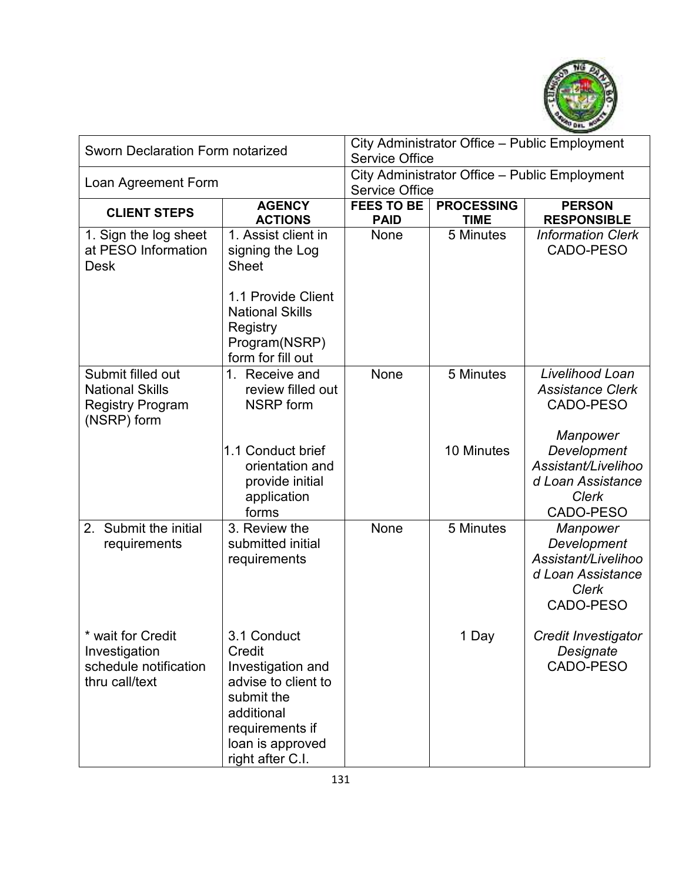| Sworn Declaration Form notarized | | City Administrator Office – Public Employment Service Office | | |
|---|---|---|---|---|
| Loan Agreement Form | | City Administrator Office – Public Employment Service Office | | |
| **CLIENT STEPS** | **AGENCY ACTIONS** | **FEES TO BE PAID** | **PROCESSING TIME** | **PERSON RESPONSIBLE** |
| 1. Sign the log sheet at PESO Information Desk | 1. Assist client in signing the Log Sheet<br><br>1.1 Provide Client National Skills Registry Program(NSRP) form for fill out | None | 5 Minutes | *Information Clerk* CADO-PESO |
| Submit filled out National Skills Registry Program (NSRP) form | 1. Receive and review filled out NSRP form | None | 5 Minutes | *Livelihood Loan Assistance Clerk* CADO-PESO |
| | 1.1 Conduct brief orientation and provide initial application forms | | 10 Minutes | *Manpower Development Assistant/Livelihood Loan Assistance Clerk* CADO-PESO |
| 2. Submit the initial requirements | 3. Review the submitted initial requirements | None | 5 Minutes | *Manpower Development Assistant/Livelihood Loan Assistance Clerk* CADO-PESO |
| * wait for Credit Investigation schedule notification thru call/text | 3.1 Conduct Credit Investigation and advise to client to submit the additional requirements if loan is approved right after C.I. | | 1 Day | *Credit Investigator Designate* CADO-PESO |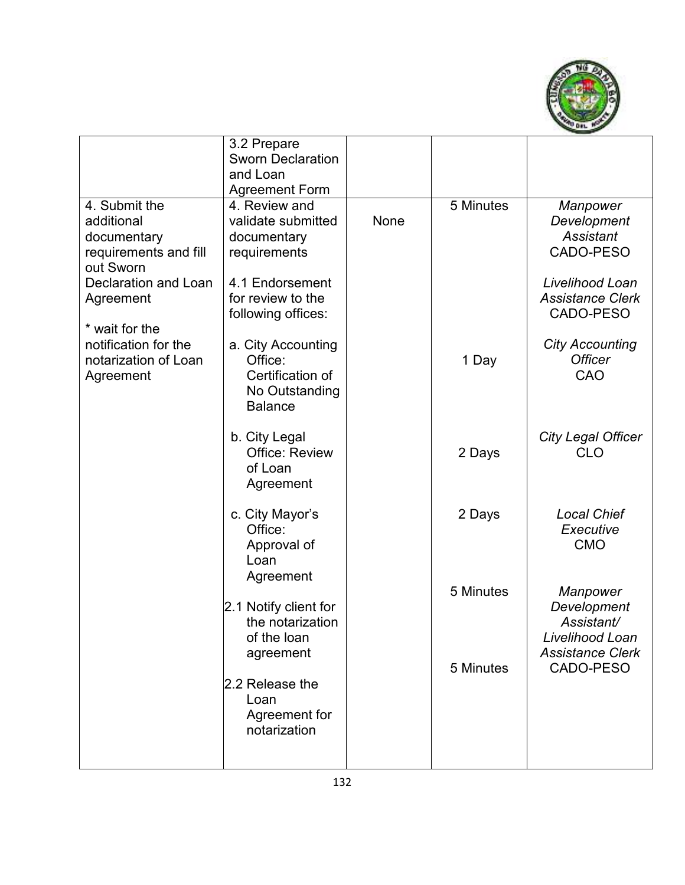| | | | | |
|---|---|---|---|---|
| | 3.2 Prepare Sworn Declaration and Loan Agreement Form | | | |
| 4. Submit the additional documentary requirements and fill out Sworn Declaration and Loan Agreement<br><br>* wait for the notification for the notarization of Loan Agreement | 4. Review and validate submitted documentary requirements<br><br>4.1 Endorsement for review to the following offices:<br><br>a. City Accounting Office: Certification of No Outstanding Balance<br><br>b. City Legal Office: Review of Loan Agreement<br><br>c. City Mayor's Office: Approval of Loan Agreement<br><br>2.1 Notify client for the notarization of the loan agreement<br><br>2.2 Release the Loan Agreement for notarization | None | 5 Minutes<br><br>1 Day<br><br>2 Days<br><br>2 Days<br><br>5 Minutes<br><br>5 Minutes | *Manpower Development Assistant* CADO-PESO<br><br>*Livelihood Loan Assistance Clerk* CADO-PESO<br><br>*City Accounting Officer* CAO<br><br>*City Legal Officer* CLO<br><br>*Local Chief Executive* CMO<br><br>*Manpower Development Assistant/ Livelihood Loan Assistance Clerk* CADO-PESO |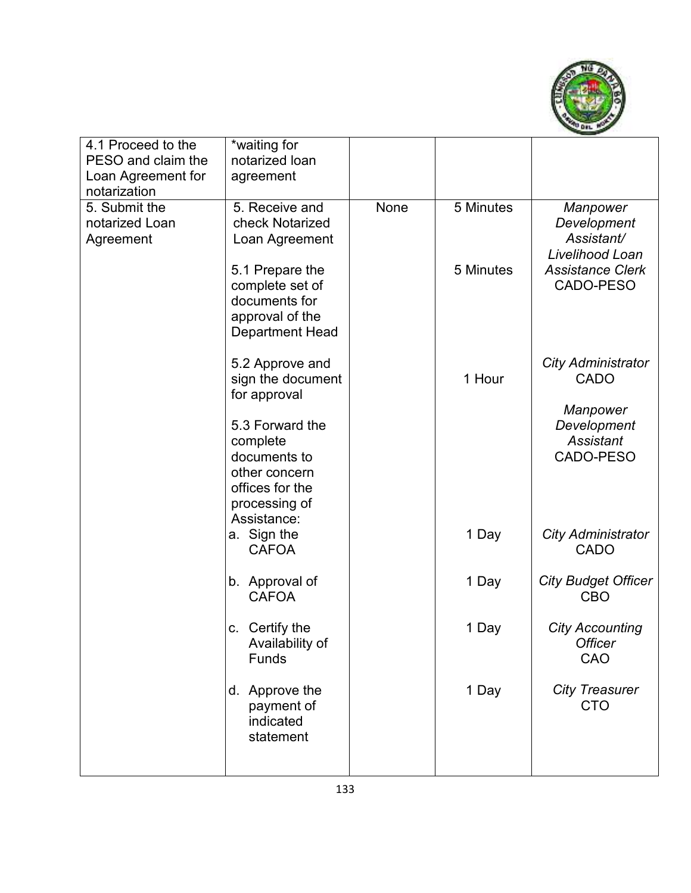| | | | | |
|---|---|---|---|---|
| 4.1 Proceed to the PESO and claim the Loan Agreement for notarization | *waiting for notarized loan agreement | | | |
| 5. Submit the notarized Loan Agreement | 5. Receive and check Notarized Loan Agreement | None | 5 Minutes | *Manpower Development Assistant/ Livelihood Loan Assistance Clerk* CADO-PESO |
| | 5.1 Prepare the complete set of documents for approval of the Department Head | | 5 Minutes | |
| | 5.2 Approve and sign the document for approval | | 1 Hour | *City Administrator* CADO |
| | 5.3 Forward the complete documents to other concern offices for the processing of Assistance: | | | *Manpower Development Assistant* CADO-PESO |
| | a. Sign the CAFOA | | 1 Day | *City Administrator* CADO |
| | b. Approval of CAFOA | | 1 Day | *City Budget Officer* CBO |
| | c. Certify the Availability of Funds | | 1 Day | *City Accounting Officer* CAO |
| | d. Approve the payment of indicated statement | | 1 Day | *City Treasurer* CTO |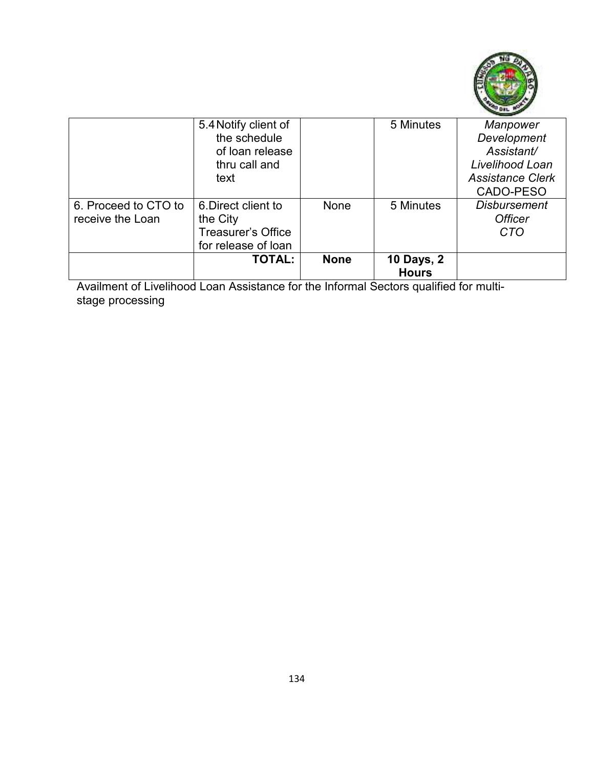| | | | | |
|---|---|---|---|---|
| | 5.4 Notify client of the schedule of loan release thru call and text | | 5 Minutes | *Manpower Development Assistant/ Livelihood Loan Assistance Clerk* CADO-PESO |
| 6. Proceed to CTO to receive the Loan | 6. Direct client to the City Treasurer's Office for release of loan | None | 5 Minutes | *Disbursement Officer CTO* |
| | **TOTAL:** | **None** | **10 Days, 2 Hours** | |

Availment of Livelihood Loan Assistance for the Informal Sectors qualified for multi-stage processing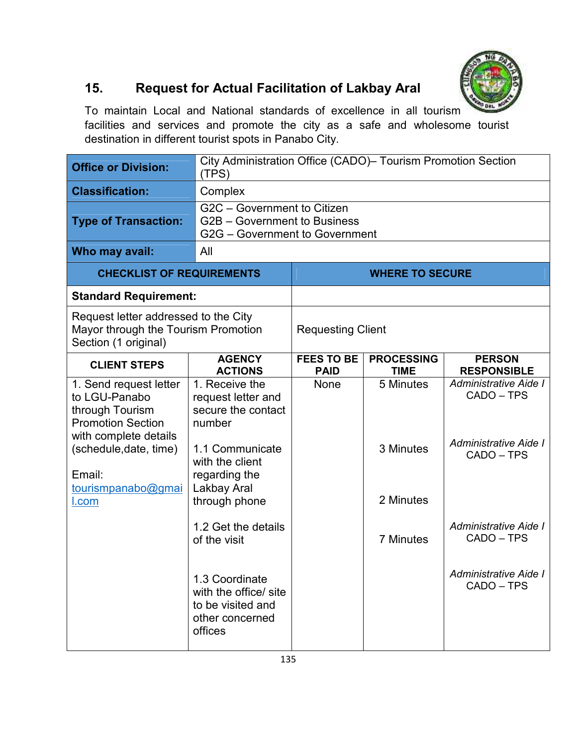## 15. Request for Actual Facilitation of Lakbay Aral

To maintain Local and National standards of excellence in all tourism facilities and services and promote the city as a safe and wholesome tourist destination in different tourist spots in Panabo City.

| | |
|---|---|
| **Office or Division:** | City Administration Office (CADO)– Tourism Promotion Section (TPS) |
| **Classification:** | Complex |
| **Type of Transaction:** | G2C – Government to Citizen<br>G2B – Government to Business<br>G2G – Government to Government |
| **Who may avail:** | All |

| CHECKLIST OF REQUIREMENTS | WHERE TO SECURE |
|---|---|
| **Standard Requirement:** | |
| Request letter addressed to the City Mayor through the Tourism Promotion Section (1 original) | Requesting Client |

| CLIENT STEPS | AGENCY ACTIONS | FEES TO BE PAID | PROCESSING TIME | PERSON RESPONSIBLE |
|---|---|---|---|---|
| 1. Send request letter to LGU-Panabo through Tourism Promotion Section with complete details (schedule,date, time)<br><br>Email: tourismpanabo@gmail.com | 1. Receive the request letter and secure the contact number | None | 5 Minutes | *Administrative Aide I* CADO – TPS |
| | 1.1 Communicate with the client regarding the Lakbay Aral through phone | | 3 Minutes<br><br>2 Minutes | *Administrative Aide I* CADO – TPS |
| | 1.2 Get the details of the visit | | 7 Minutes | *Administrative Aide I* CADO – TPS |
| | 1.3 Coordinate with the office/ site to be visited and other concerned offices | | | *Administrative Aide I* CADO – TPS |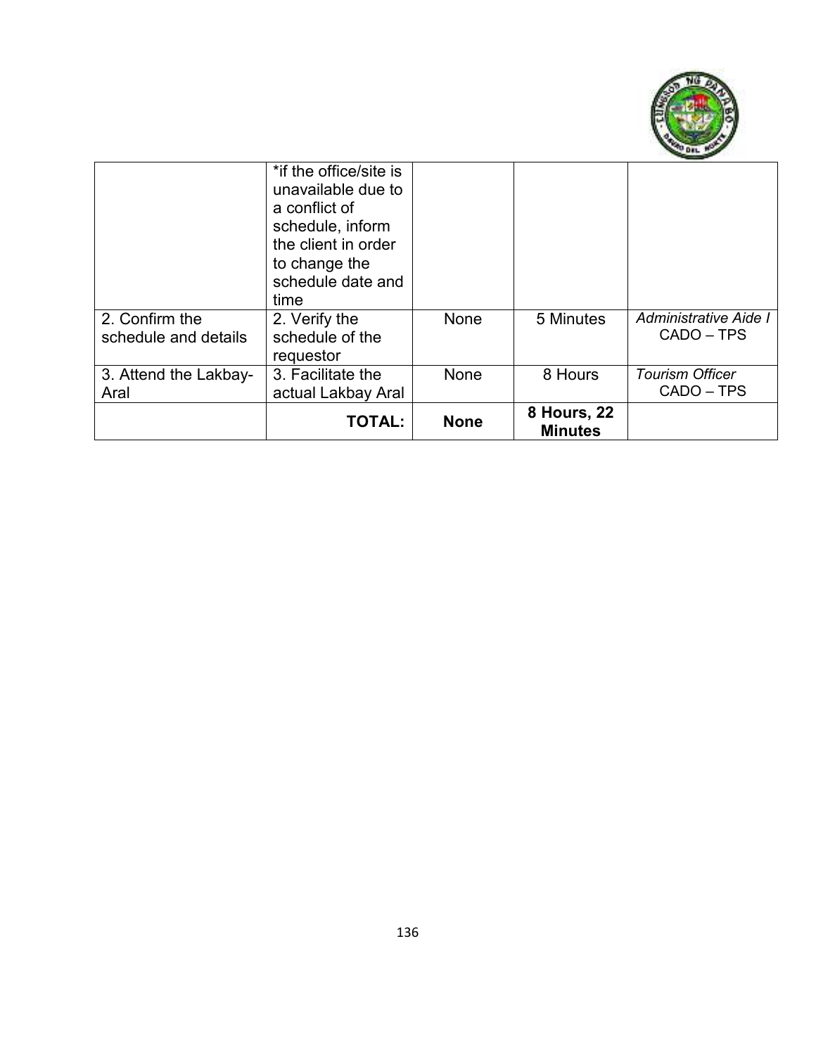| | | | | |
|---|---|---|---|---|
| | *if the office/site is unavailable due to a conflict of schedule, inform the client in order to change the schedule date and time | | | |
| 2. Confirm the schedule and details | 2. Verify the schedule of the requestor | None | 5 Minutes | *Administrative Aide I* CADO – TPS |
| 3. Attend the Lakbay-Aral | 3. Facilitate the actual Lakbay Aral | None | 8 Hours | *Tourism Officer* CADO – TPS |
| | **TOTAL:** | **None** | **8 Hours, 22 Minutes** | |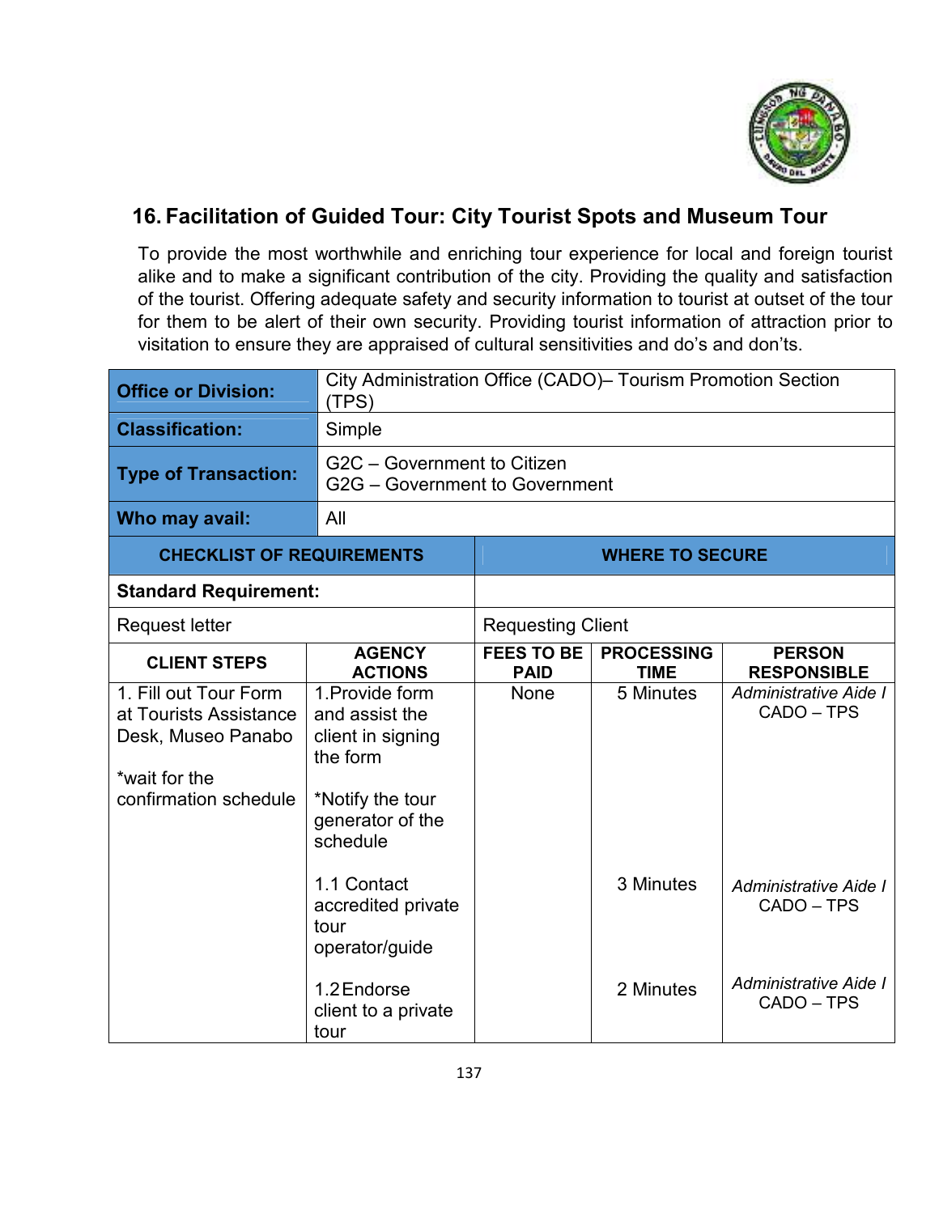## 16. Facilitation of Guided Tour: City Tourist Spots and Museum Tour

To provide the most worthwhile and enriching tour experience for local and foreign tourist alike and to make a significant contribution of the city. Providing the quality and satisfaction of the tourist. Offering adequate safety and security information to tourist at outset of the tour for them to be alert of their own security. Providing tourist information of attraction prior to visitation to ensure they are appraised of cultural sensitivities and do's and don'ts.

| | |
|---|---|
| **Office or Division:** | City Administration Office (CADO)– Tourism Promotion Section (TPS) |
| **Classification:** | Simple |
| **Type of Transaction:** | G2C – Government to Citizen<br>G2G – Government to Government |
| **Who may avail:** | All |

| CHECKLIST OF REQUIREMENTS | WHERE TO SECURE |
|---|---|
| **Standard Requirement:** | |
| Request letter | Requesting Client |

| CLIENT STEPS | AGENCY ACTIONS | FEES TO BE PAID | PROCESSING TIME | PERSON RESPONSIBLE |
|---|---|---|---|---|
| 1. Fill out Tour Form at Tourists Assistance Desk, Museo Panabo<br><br>*wait for the confirmation schedule | 1.Provide form and assist the client in signing the form<br><br>*Notify the tour generator of the schedule | None | 5 Minutes | *Administrative Aide I*<br>CADO – TPS |
| | 1.1 Contact accredited private tour operator/guide | | 3 Minutes | *Administrative Aide I*<br>CADO – TPS |
| | 1.2 Endorse client to a private tour | | 2 Minutes | *Administrative Aide I*<br>CADO – TPS |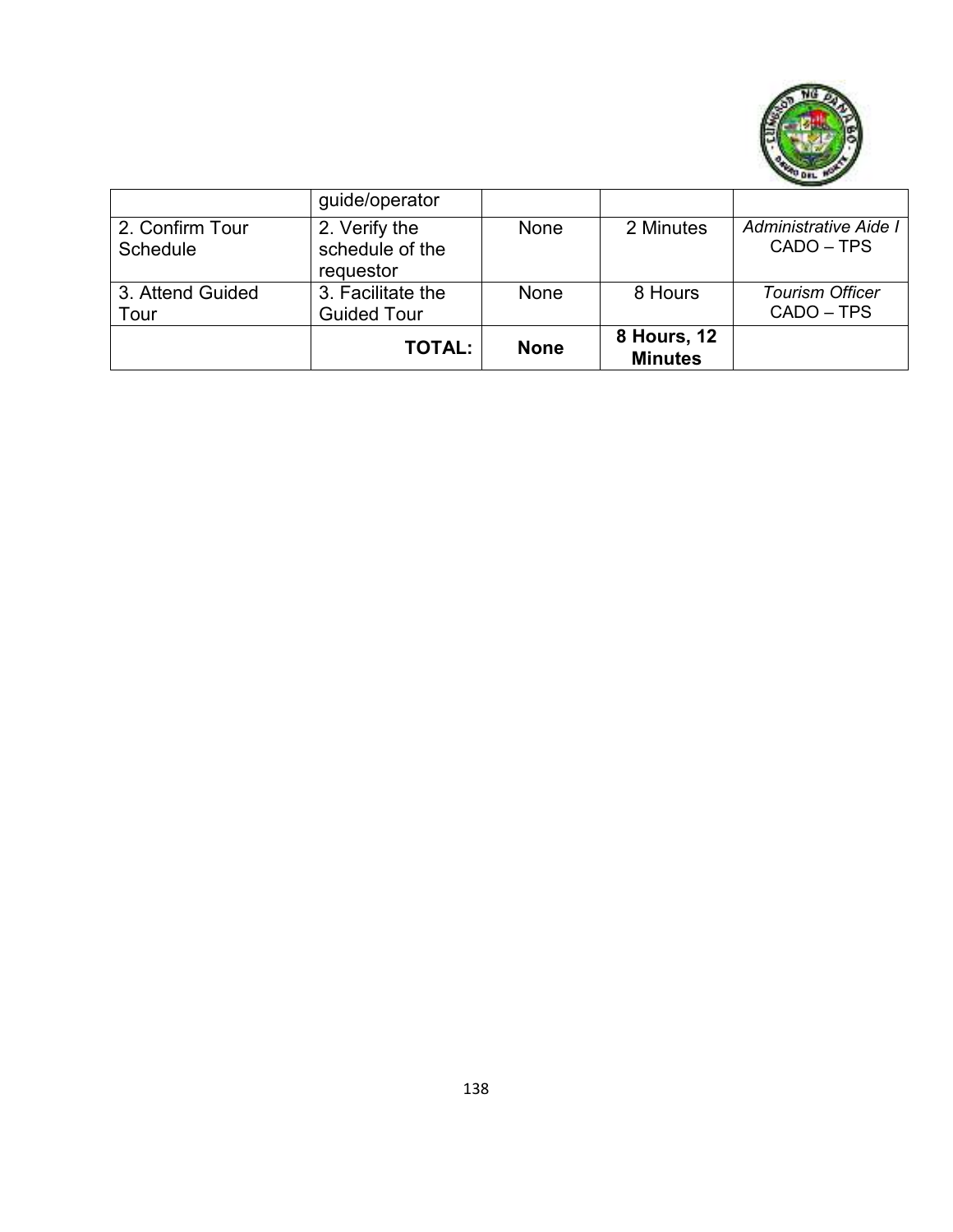| | | | | |
|---|---|---|---|---|
| | guide/operator | | | |
| 2. Confirm Tour Schedule | 2. Verify the schedule of the requestor | None | 2 Minutes | *Administrative Aide I* CADO – TPS |
| 3. Attend Guided Tour | 3. Facilitate the Guided Tour | None | 8 Hours | *Tourism Officer* CADO – TPS |
| | **TOTAL:** | **None** | **8 Hours, 12 Minutes** | |